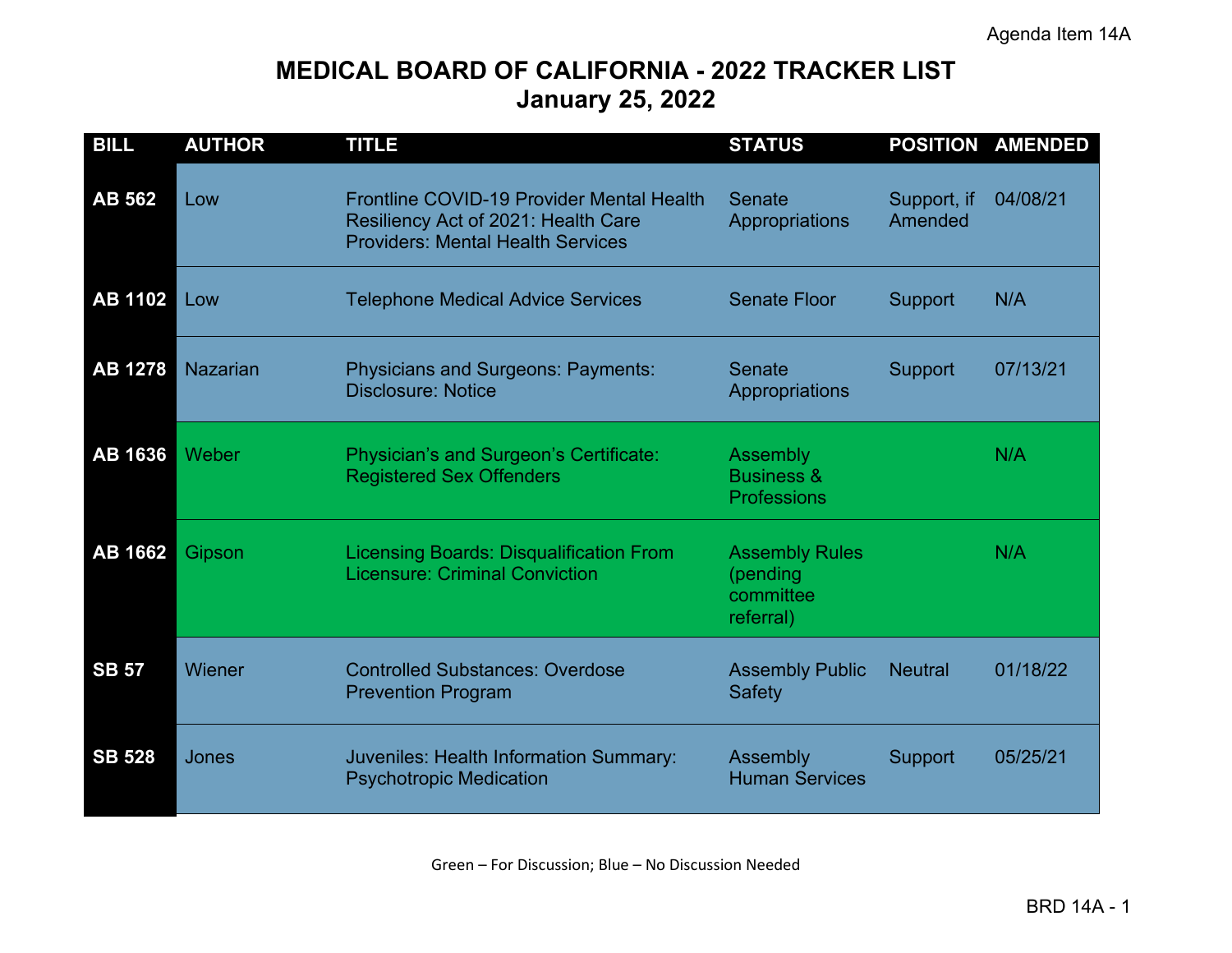Agenda Item 14A

# MEDICAL BOARD OF CALIFORNIA - 2022 TRACKER LIST
## January 25, 2022

| BILL | AUTHOR | TITLE | STATUS | POSITION | AMENDED |
|---|---|---|---|---|---|
| AB 562 | Low | Frontline COVID-19 Provider Mental Health Resiliency Act of 2021: Health Care Providers: Mental Health Services | Senate Appropriations | Support, if Amended | 04/08/21 |
| AB 1102 | Low | Telephone Medical Advice Services | Senate Floor | Support | N/A |
| AB 1278 | Nazarian | Physicians and Surgeons: Payments: Disclosure: Notice | Senate Appropriations | Support | 07/13/21 |
| AB 1636 | Weber | Physician's and Surgeon's Certificate: Registered Sex Offenders | Assembly Business & Professions | | N/A |
| AB 1662 | Gipson | Licensing Boards: Disqualification From Licensure: Criminal Conviction | Assembly Rules (pending committee referral) | | N/A |
| SB 57 | Wiener | Controlled Substances: Overdose Prevention Program | Assembly Public Safety | Neutral | 01/18/22 |
| SB 528 | Jones | Juveniles: Health Information Summary: Psychotropic Medication | Assembly Human Services | Support | 05/25/21 |

Green – For Discussion; Blue – No Discussion Needed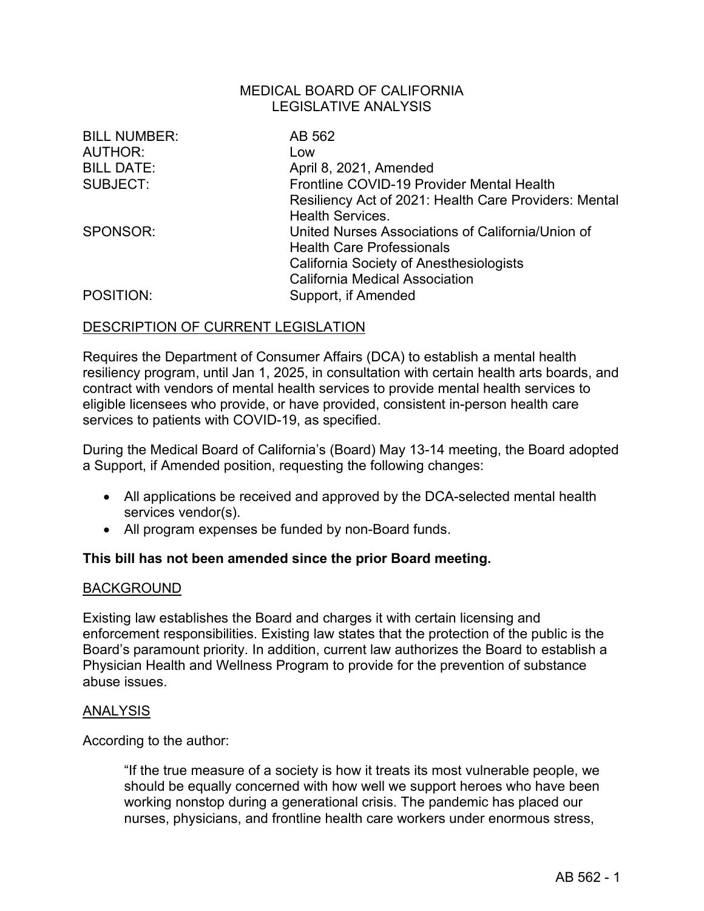MEDICAL BOARD OF CALIFORNIA
LEGISLATIVE ANALYSIS

| | |
|---|---|
| BILL NUMBER: | AB 562 |
| AUTHOR: | Low |
| BILL DATE: | April 8, 2021, Amended |
| SUBJECT: | Frontline COVID-19 Provider Mental Health Resiliency Act of 2021: Health Care Providers: Mental Health Services. |
| SPONSOR: | United Nurses Associations of California/Union of Health Care Professionals<br>California Society of Anesthesiologists<br>California Medical Association |
| POSITION: | Support, if Amended |

## DESCRIPTION OF CURRENT LEGISLATION

Requires the Department of Consumer Affairs (DCA) to establish a mental health resiliency program, until Jan 1, 2025, in consultation with certain health arts boards, and contract with vendors of mental health services to provide mental health services to eligible licensees who provide, or have provided, consistent in-person health care services to patients with COVID-19, as specified.

During the Medical Board of California's (Board) May 13-14 meeting, the Board adopted a Support, if Amended position, requesting the following changes:

- All applications be received and approved by the DCA-selected mental health services vendor(s).
- All program expenses be funded by non-Board funds.

**This bill has not been amended since the prior Board meeting.**

## BACKGROUND

Existing law establishes the Board and charges it with certain licensing and enforcement responsibilities. Existing law states that the protection of the public is the Board's paramount priority. In addition, current law authorizes the Board to establish a Physician Health and Wellness Program to provide for the prevention of substance abuse issues.

## ANALYSIS

According to the author:

> "If the true measure of a society is how it treats its most vulnerable people, we should be equally concerned with how well we support heroes who have been working nonstop during a generational crisis. The pandemic has placed our nurses, physicians, and frontline health care workers under enormous stress,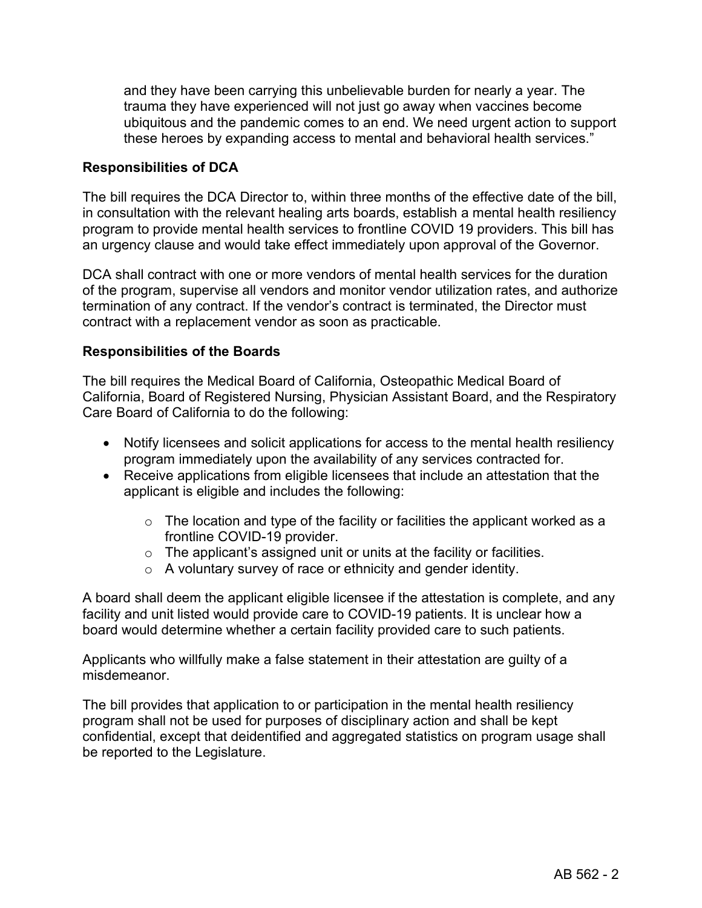and they have been carrying this unbelievable burden for nearly a year. The trauma they have experienced will not just go away when vaccines become ubiquitous and the pandemic comes to an end. We need urgent action to support these heroes by expanding access to mental and behavioral health services."

**Responsibilities of DCA**

The bill requires the DCA Director to, within three months of the effective date of the bill, in consultation with the relevant healing arts boards, establish a mental health resiliency program to provide mental health services to frontline COVID 19 providers. This bill has an urgency clause and would take effect immediately upon approval of the Governor.

DCA shall contract with one or more vendors of mental health services for the duration of the program, supervise all vendors and monitor vendor utilization rates, and authorize termination of any contract. If the vendor's contract is terminated, the Director must contract with a replacement vendor as soon as practicable.

**Responsibilities of the Boards**

The bill requires the Medical Board of California, Osteopathic Medical Board of California, Board of Registered Nursing, Physician Assistant Board, and the Respiratory Care Board of California to do the following:

- Notify licensees and solicit applications for access to the mental health resiliency program immediately upon the availability of any services contracted for.
- Receive applications from eligible licensees that include an attestation that the applicant is eligible and includes the following:
  - The location and type of the facility or facilities the applicant worked as a frontline COVID-19 provider.
  - The applicant's assigned unit or units at the facility or facilities.
  - A voluntary survey of race or ethnicity and gender identity.

A board shall deem the applicant eligible licensee if the attestation is complete, and any facility and unit listed would provide care to COVID-19 patients. It is unclear how a board would determine whether a certain facility provided care to such patients.

Applicants who willfully make a false statement in their attestation are guilty of a misdemeanor.

The bill provides that application to or participation in the mental health resiliency program shall not be used for purposes of disciplinary action and shall be kept confidential, except that deidentified and aggregated statistics on program usage shall be reported to the Legislature.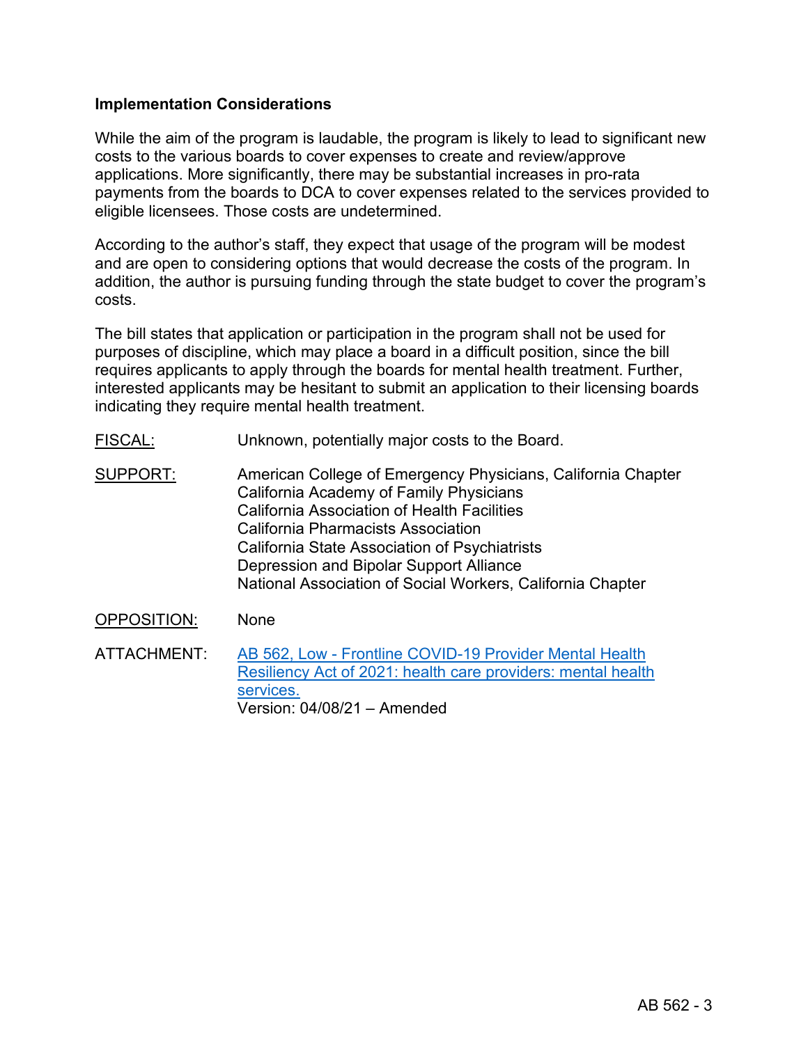### Implementation Considerations

While the aim of the program is laudable, the program is likely to lead to significant new costs to the various boards to cover expenses to create and review/approve applications. More significantly, there may be substantial increases in pro-rata payments from the boards to DCA to cover expenses related to the services provided to eligible licensees. Those costs are undetermined.

According to the author's staff, they expect that usage of the program will be modest and are open to considering options that would decrease the costs of the program. In addition, the author is pursuing funding through the state budget to cover the program's costs.

The bill states that application or participation in the program shall not be used for purposes of discipline, which may place a board in a difficult position, since the bill requires applicants to apply through the boards for mental health treatment. Further, interested applicants may be hesitant to submit an application to their licensing boards indicating they require mental health treatment.

<u>FISCAL:</u> Unknown, potentially major costs to the Board.

<u>SUPPORT:</u>
American College of Emergency Physicians, California Chapter
California Academy of Family Physicians
California Association of Health Facilities
California Pharmacists Association
California State Association of Psychiatrists
Depression and Bipolar Support Alliance
National Association of Social Workers, California Chapter

<u>OPPOSITION:</u> None

ATTACHMENT: [AB 562, Low - Frontline COVID-19 Provider Mental Health Resiliency Act of 2021: health care providers: mental health services.]
Version: 04/08/21 – Amended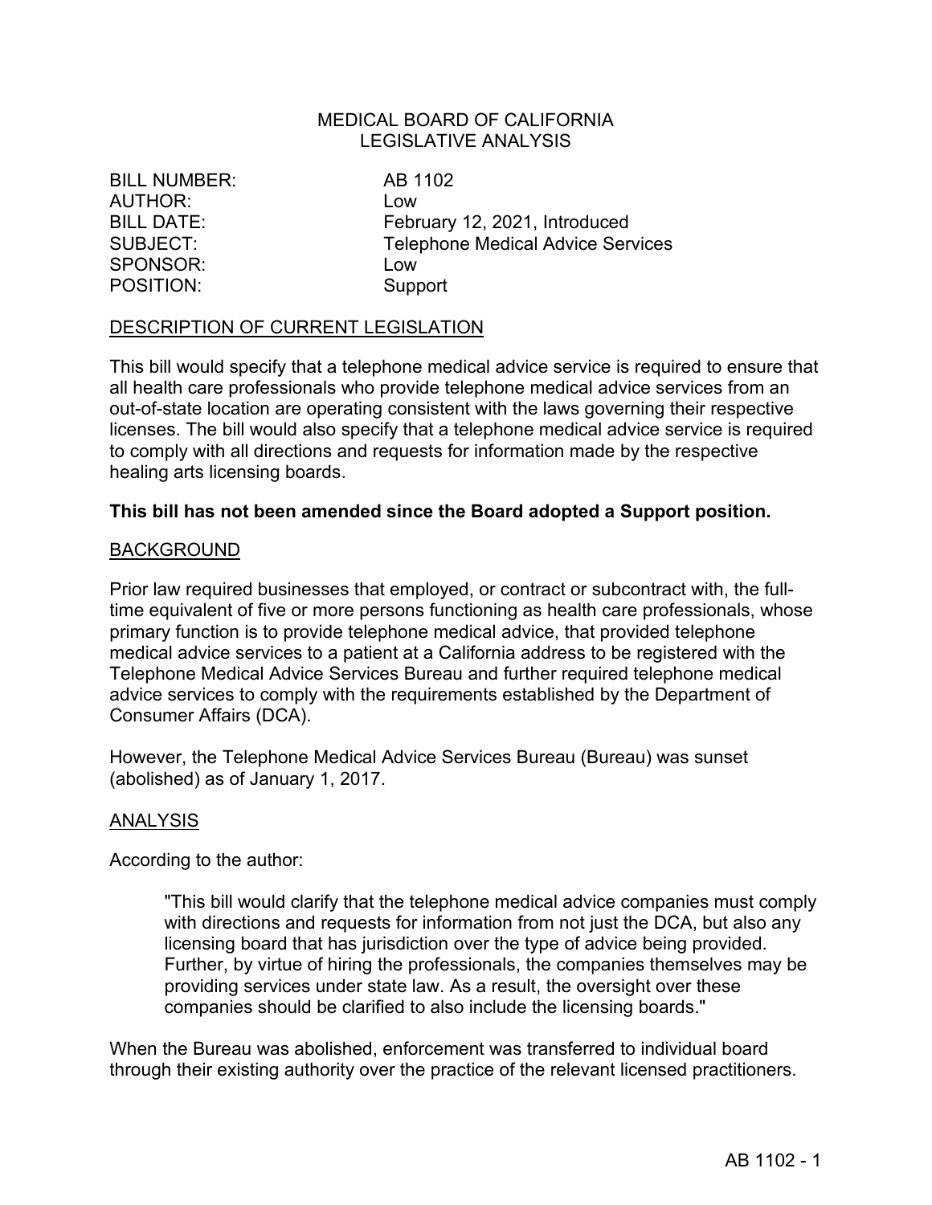MEDICAL BOARD OF CALIFORNIA
LEGISLATIVE ANALYSIS

BILL NUMBER: AB 1102
AUTHOR: Low
BILL DATE: February 12, 2021, Introduced
SUBJECT: Telephone Medical Advice Services
SPONSOR: Low
POSITION: Support

## DESCRIPTION OF CURRENT LEGISLATION

This bill would specify that a telephone medical advice service is required to ensure that all health care professionals who provide telephone medical advice services from an out-of-state location are operating consistent with the laws governing their respective licenses. The bill would also specify that a telephone medical advice service is required to comply with all directions and requests for information made by the respective healing arts licensing boards.

**This bill has not been amended since the Board adopted a Support position.**

## BACKGROUND

Prior law required businesses that employed, or contract or subcontract with, the full-time equivalent of five or more persons functioning as health care professionals, whose primary function is to provide telephone medical advice, that provided telephone medical advice services to a patient at a California address to be registered with the Telephone Medical Advice Services Bureau and further required telephone medical advice services to comply with the requirements established by the Department of Consumer Affairs (DCA).

However, the Telephone Medical Advice Services Bureau (Bureau) was sunset (abolished) as of January 1, 2017.

## ANALYSIS

According to the author:

> "This bill would clarify that the telephone medical advice companies must comply with directions and requests for information from not just the DCA, but also any licensing board that has jurisdiction over the type of advice being provided. Further, by virtue of hiring the professionals, the companies themselves may be providing services under state law. As a result, the oversight over these companies should be clarified to also include the licensing boards."

When the Bureau was abolished, enforcement was transferred to individual board through their existing authority over the practice of the relevant licensed practitioners.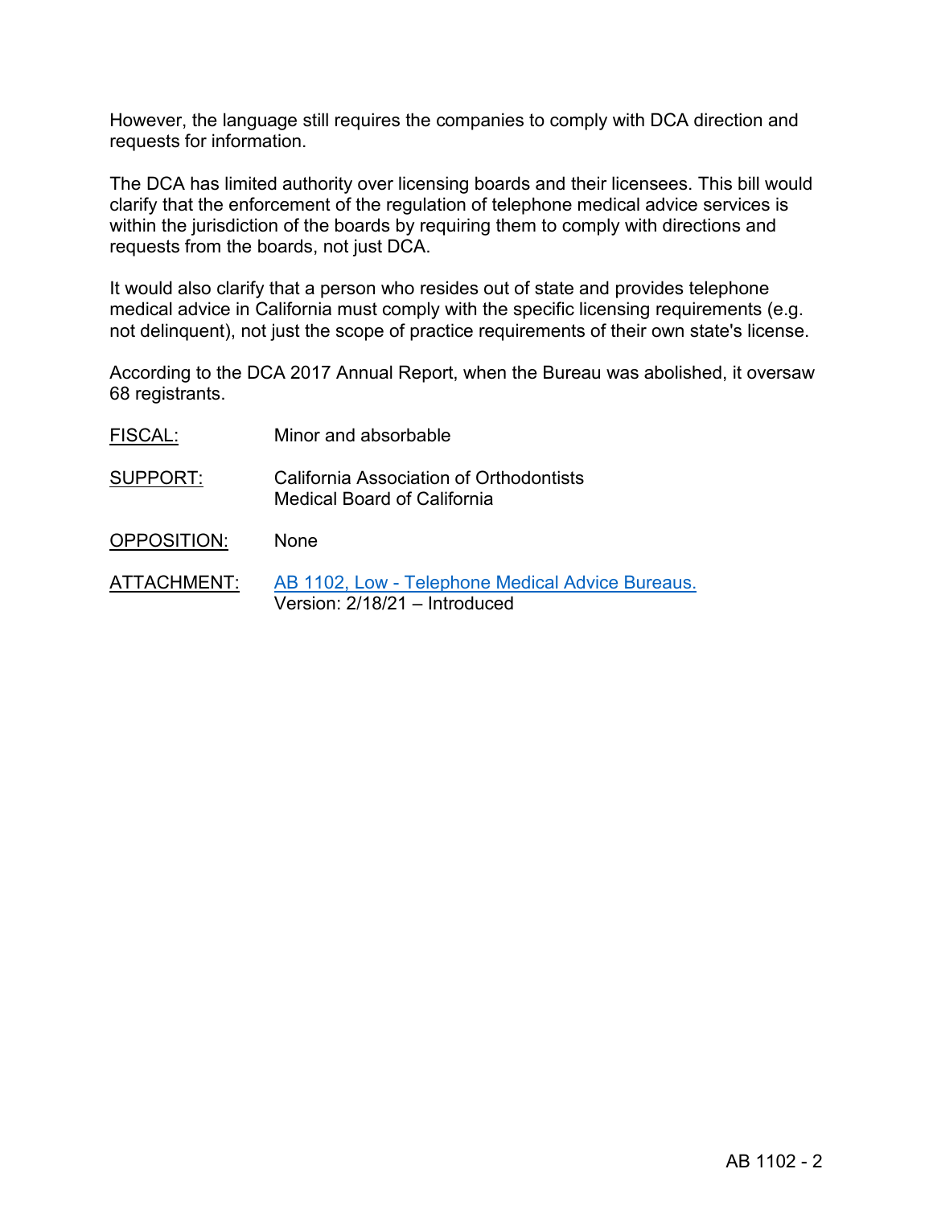However, the language still requires the companies to comply with DCA direction and requests for information.

The DCA has limited authority over licensing boards and their licensees. This bill would clarify that the enforcement of the regulation of telephone medical advice services is within the jurisdiction of the boards by requiring them to comply with directions and requests from the boards, not just DCA.

It would also clarify that a person who resides out of state and provides telephone medical advice in California must comply with the specific licensing requirements (e.g. not delinquent), not just the scope of practice requirements of their own state's license.

According to the DCA 2017 Annual Report, when the Bureau was abolished, it oversaw 68 registrants.

<u>FISCAL:</u> Minor and absorbable

<u>SUPPORT:</u> California Association of Orthodontists
Medical Board of California

<u>OPPOSITION:</u> None

<u>ATTACHMENT:</u> [AB 1102, Low - Telephone Medical Advice Bureaus.]
Version: 2/18/21 – Introduced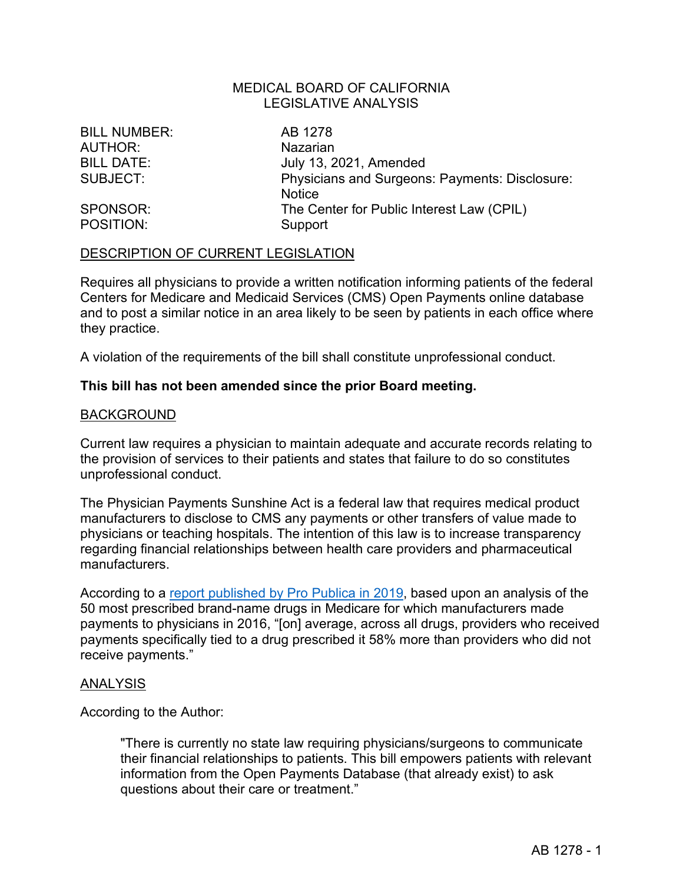MEDICAL BOARD OF CALIFORNIA
LEGISLATIVE ANALYSIS

| | |
|---|---|
| BILL NUMBER: | AB 1278 |
| AUTHOR: | Nazarian |
| BILL DATE: | July 13, 2021, Amended |
| SUBJECT: | Physicians and Surgeons: Payments: Disclosure: Notice |
| SPONSOR: | The Center for Public Interest Law (CPIL) |
| POSITION: | Support |

## DESCRIPTION OF CURRENT LEGISLATION

Requires all physicians to provide a written notification informing patients of the federal Centers for Medicare and Medicaid Services (CMS) Open Payments online database and to post a similar notice in an area likely to be seen by patients in each office where they practice.

A violation of the requirements of the bill shall constitute unprofessional conduct.

**This bill has not been amended since the prior Board meeting.**

## BACKGROUND

Current law requires a physician to maintain adequate and accurate records relating to the provision of services to their patients and states that failure to do so constitutes unprofessional conduct.

The Physician Payments Sunshine Act is a federal law that requires medical product manufacturers to disclose to CMS any payments or other transfers of value made to physicians or teaching hospitals. The intention of this law is to increase transparency regarding financial relationships between health care providers and pharmaceutical manufacturers.

According to a report published by Pro Publica in 2019, based upon an analysis of the 50 most prescribed brand-name drugs in Medicare for which manufacturers made payments to physicians in 2016, "[on] average, across all drugs, providers who received payments specifically tied to a drug prescribed it 58% more than providers who did not receive payments."

## ANALYSIS

According to the Author:

> "There is currently no state law requiring physicians/surgeons to communicate their financial relationships to patients. This bill empowers patients with relevant information from the Open Payments Database (that already exist) to ask questions about their care or treatment."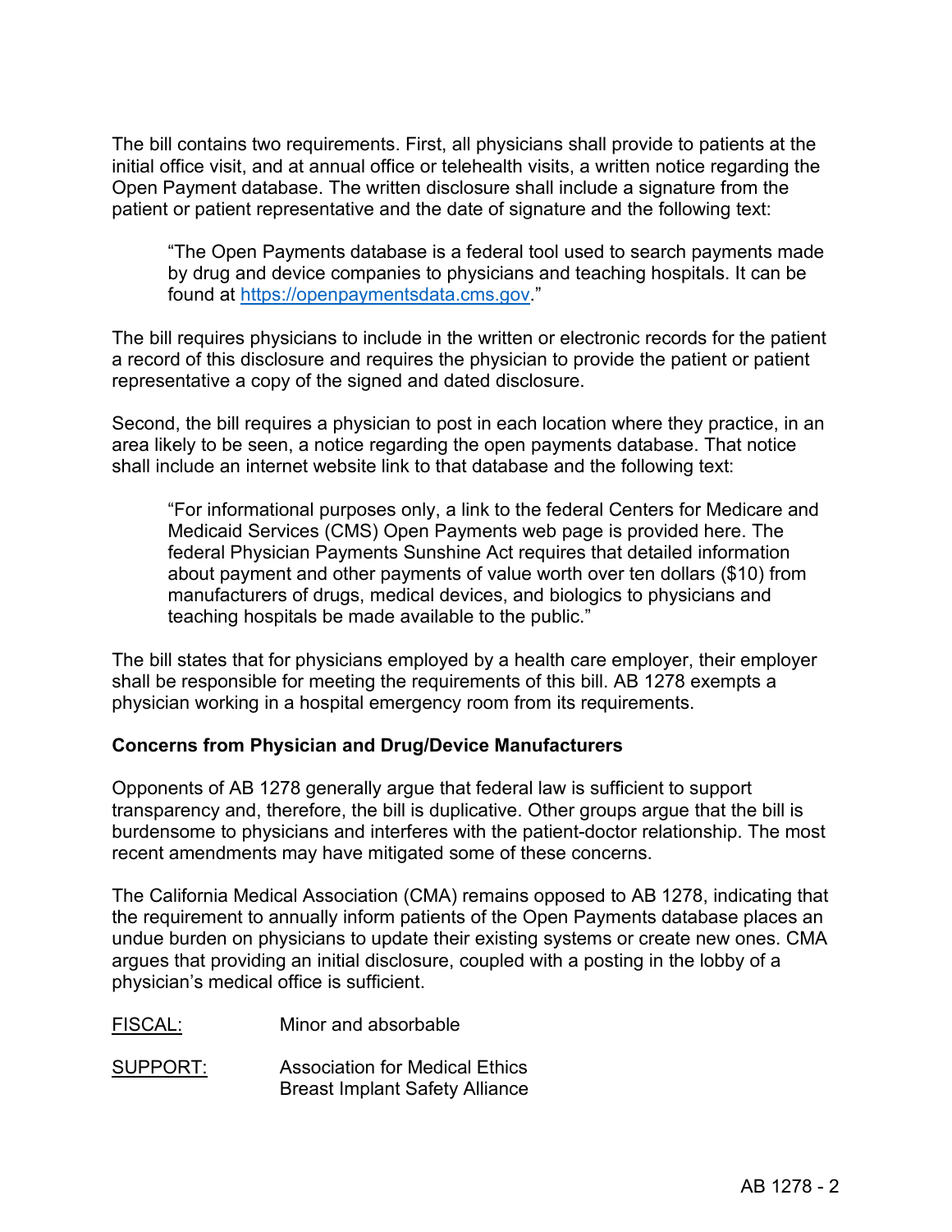The bill contains two requirements. First, all physicians shall provide to patients at the initial office visit, and at annual office or telehealth visits, a written notice regarding the Open Payment database. The written disclosure shall include a signature from the patient or patient representative and the date of signature and the following text:

> "The Open Payments database is a federal tool used to search payments made by drug and device companies to physicians and teaching hospitals. It can be found at https://openpaymentsdata.cms.gov."

The bill requires physicians to include in the written or electronic records for the patient a record of this disclosure and requires the physician to provide the patient or patient representative a copy of the signed and dated disclosure.

Second, the bill requires a physician to post in each location where they practice, in an area likely to be seen, a notice regarding the open payments database. That notice shall include an internet website link to that database and the following text:

> "For informational purposes only, a link to the federal Centers for Medicare and Medicaid Services (CMS) Open Payments web page is provided here. The federal Physician Payments Sunshine Act requires that detailed information about payment and other payments of value worth over ten dollars ($10) from manufacturers of drugs, medical devices, and biologics to physicians and teaching hospitals be made available to the public."

The bill states that for physicians employed by a health care employer, their employer shall be responsible for meeting the requirements of this bill. AB 1278 exempts a physician working in a hospital emergency room from its requirements.

**Concerns from Physician and Drug/Device Manufacturers**

Opponents of AB 1278 generally argue that federal law is sufficient to support transparency and, therefore, the bill is duplicative. Other groups argue that the bill is burdensome to physicians and interferes with the patient-doctor relationship. The most recent amendments may have mitigated some of these concerns.

The California Medical Association (CMA) remains opposed to AB 1278, indicating that the requirement to annually inform patients of the Open Payments database places an undue burden on physicians to update their existing systems or create new ones. CMA argues that providing an initial disclosure, coupled with a posting in the lobby of a physician's medical office is sufficient.

FISCAL: Minor and absorbable

SUPPORT: Association for Medical Ethics
Breast Implant Safety Alliance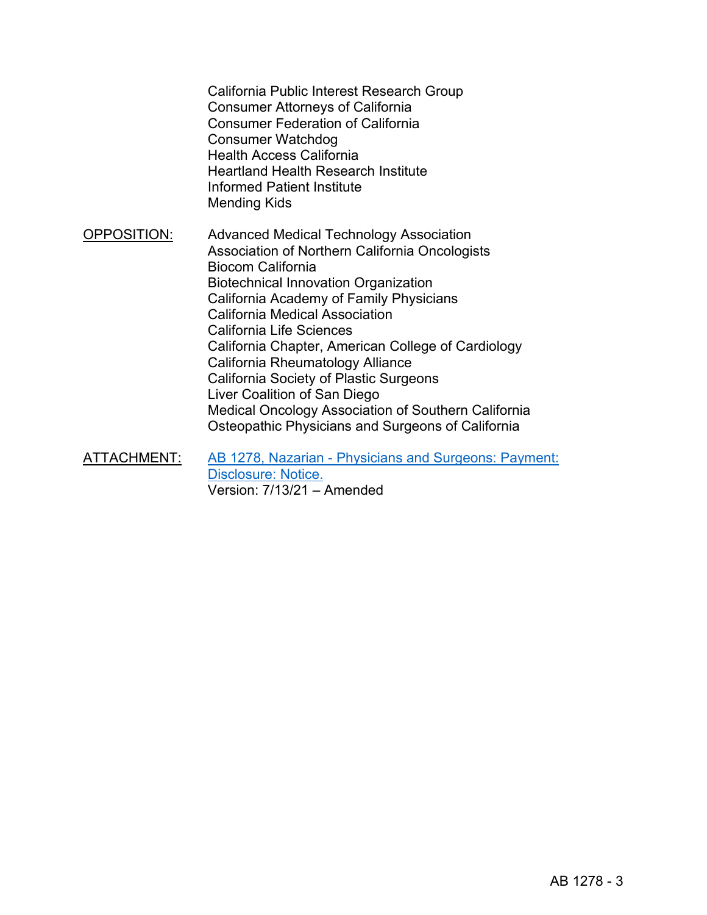California Public Interest Research Group
Consumer Attorneys of California
Consumer Federation of California
Consumer Watchdog
Health Access California
Heartland Health Research Institute
Informed Patient Institute
Mending Kids

OPPOSITION:

Advanced Medical Technology Association
Association of Northern California Oncologists
Biocom California
Biotechnical Innovation Organization
California Academy of Family Physicians
California Medical Association
California Life Sciences
California Chapter, American College of Cardiology
California Rheumatology Alliance
California Society of Plastic Surgeons
Liver Coalition of San Diego
Medical Oncology Association of Southern California
Osteopathic Physicians and Surgeons of California

ATTACHMENT:

AB 1278, Nazarian - Physicians and Surgeons: Payment: Disclosure: Notice.
Version: 7/13/21 – Amended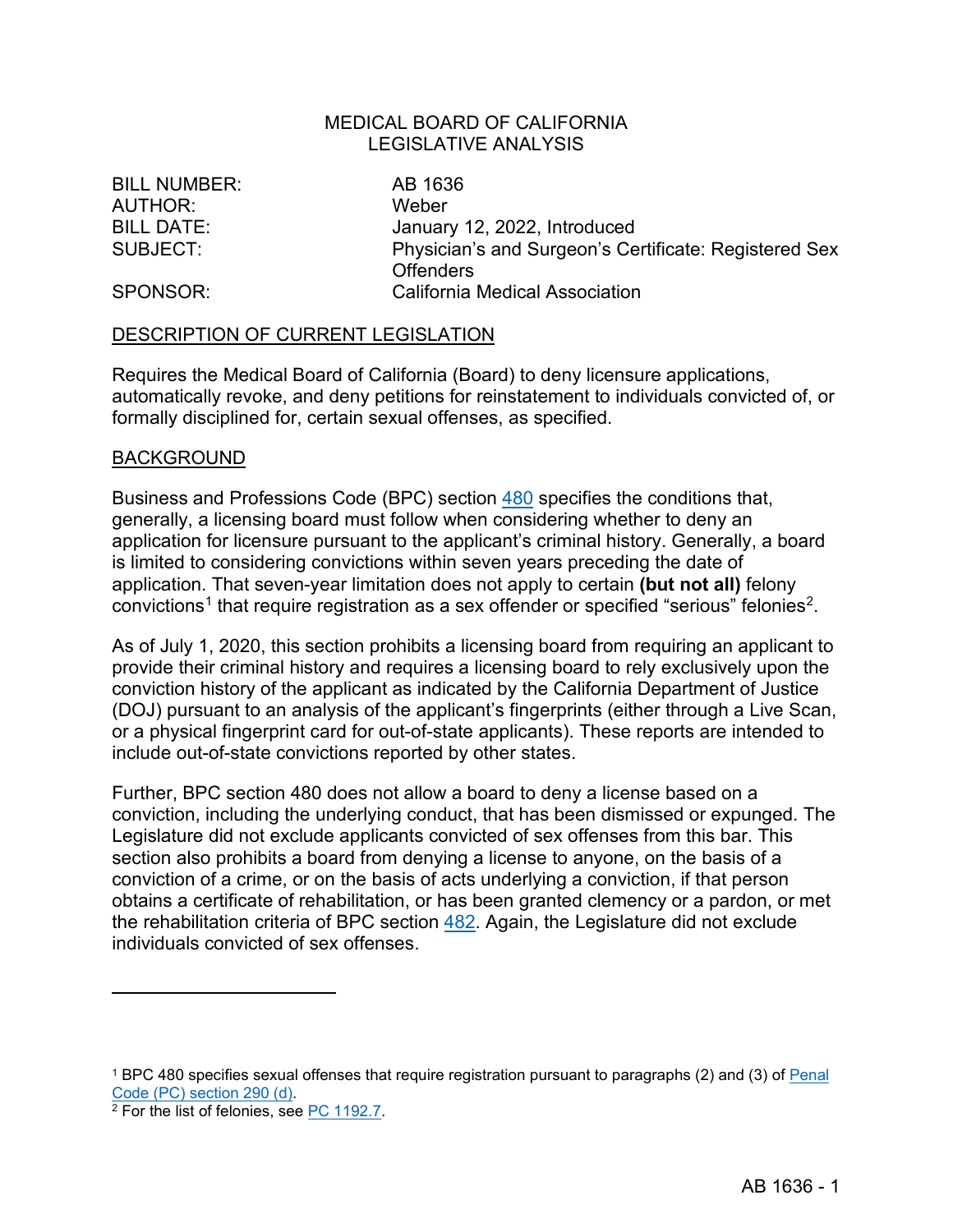MEDICAL BOARD OF CALIFORNIA
LEGISLATIVE ANALYSIS

| | |
|---|---|
| BILL NUMBER: | AB 1636 |
| AUTHOR: | Weber |
| BILL DATE: | January 12, 2022, Introduced |
| SUBJECT: | Physician's and Surgeon's Certificate: Registered Sex Offenders |
| SPONSOR: | California Medical Association |

## DESCRIPTION OF CURRENT LEGISLATION

Requires the Medical Board of California (Board) to deny licensure applications, automatically revoke, and deny petitions for reinstatement to individuals convicted of, or formally disciplined for, certain sexual offenses, as specified.

## BACKGROUND

Business and Professions Code (BPC) section 480 specifies the conditions that, generally, a licensing board must follow when considering whether to deny an application for licensure pursuant to the applicant's criminal history. Generally, a board is limited to considering convictions within seven years preceding the date of application. That seven-year limitation does not apply to certain **(but not all)** felony convictions[1] that require registration as a sex offender or specified "serious" felonies[2].

As of July 1, 2020, this section prohibits a licensing board from requiring an applicant to provide their criminal history and requires a licensing board to rely exclusively upon the conviction history of the applicant as indicated by the California Department of Justice (DOJ) pursuant to an analysis of the applicant's fingerprints (either through a Live Scan, or a physical fingerprint card for out-of-state applicants). These reports are intended to include out-of-state convictions reported by other states.

Further, BPC section 480 does not allow a board to deny a license based on a conviction, including the underlying conduct, that has been dismissed or expunged. The Legislature did not exclude applicants convicted of sex offenses from this bar. This section also prohibits a board from denying a license to anyone, on the basis of a conviction of a crime, or on the basis of acts underlying a conviction, if that person obtains a certificate of rehabilitation, or has been granted clemency or a pardon, or met the rehabilitation criteria of BPC section 482. Again, the Legislature did not exclude individuals convicted of sex offenses.

---

[1] BPC 480 specifies sexual offenses that require registration pursuant to paragraphs (2) and (3) of Penal Code (PC) section 290 (d).

[2] For the list of felonies, see PC 1192.7.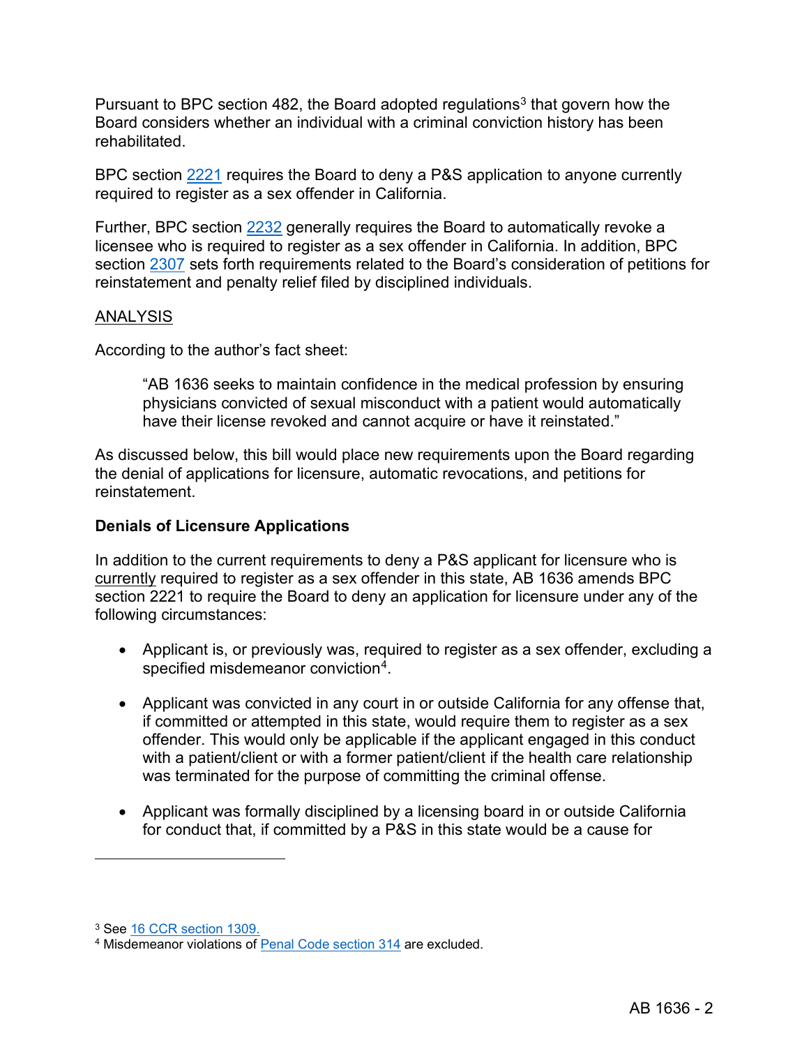Pursuant to BPC section 482, the Board adopted regulations[3] that govern how the Board considers whether an individual with a criminal conviction history has been rehabilitated.

BPC section 2221 requires the Board to deny a P&S application to anyone currently required to register as a sex offender in California.

Further, BPC section 2232 generally requires the Board to automatically revoke a licensee who is required to register as a sex offender in California. In addition, BPC section 2307 sets forth requirements related to the Board's consideration of petitions for reinstatement and penalty relief filed by disciplined individuals.

ANALYSIS

According to the author's fact sheet:

> "AB 1636 seeks to maintain confidence in the medical profession by ensuring physicians convicted of sexual misconduct with a patient would automatically have their license revoked and cannot acquire or have it reinstated."

As discussed below, this bill would place new requirements upon the Board regarding the denial of applications for licensure, automatic revocations, and petitions for reinstatement.

**Denials of Licensure Applications**

In addition to the current requirements to deny a P&S applicant for licensure who is currently required to register as a sex offender in this state, AB 1636 amends BPC section 2221 to require the Board to deny an application for licensure under any of the following circumstances:

- Applicant is, or previously was, required to register as a sex offender, excluding a specified misdemeanor conviction[4].
- Applicant was convicted in any court in or outside California for any offense that, if committed or attempted in this state, would require them to register as a sex offender. This would only be applicable if the applicant engaged in this conduct with a patient/client or with a former patient/client if the health care relationship was terminated for the purpose of committing the criminal offense.
- Applicant was formally disciplined by a licensing board in or outside California for conduct that, if committed by a P&S in this state would be a cause for

[3] See 16 CCR section 1309.

[4] Misdemeanor violations of Penal Code section 314 are excluded.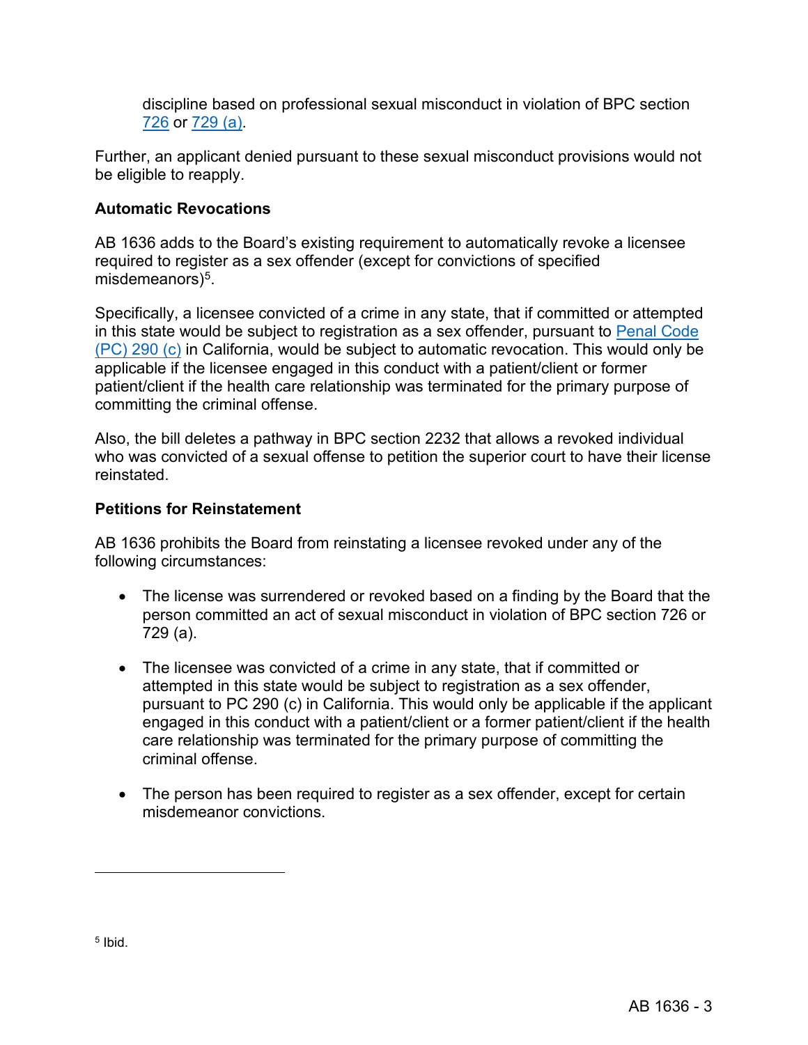discipline based on professional sexual misconduct in violation of BPC section [726](#) or [729 (a)](#).

Further, an applicant denied pursuant to these sexual misconduct provisions would not be eligible to reapply.

**Automatic Revocations**

AB 1636 adds to the Board's existing requirement to automatically revoke a licensee required to register as a sex offender (except for convictions of specified misdemeanors)[5].

Specifically, a licensee convicted of a crime in any state, that if committed or attempted in this state would be subject to registration as a sex offender, pursuant to [Penal Code (PC) 290 (c)](#) in California, would be subject to automatic revocation. This would only be applicable if the licensee engaged in this conduct with a patient/client or former patient/client if the health care relationship was terminated for the primary purpose of committing the criminal offense.

Also, the bill deletes a pathway in BPC section 2232 that allows a revoked individual who was convicted of a sexual offense to petition the superior court to have their license reinstated.

**Petitions for Reinstatement**

AB 1636 prohibits the Board from reinstating a licensee revoked under any of the following circumstances:

- The license was surrendered or revoked based on a finding by the Board that the person committed an act of sexual misconduct in violation of BPC section 726 or 729 (a).

- The licensee was convicted of a crime in any state, that if committed or attempted in this state would be subject to registration as a sex offender, pursuant to PC 290 (c) in California. This would only be applicable if the applicant engaged in this conduct with a patient/client or a former patient/client if the health care relationship was terminated for the primary purpose of committing the criminal offense.

- The person has been required to register as a sex offender, except for certain misdemeanor convictions.

---

[5] Ibid.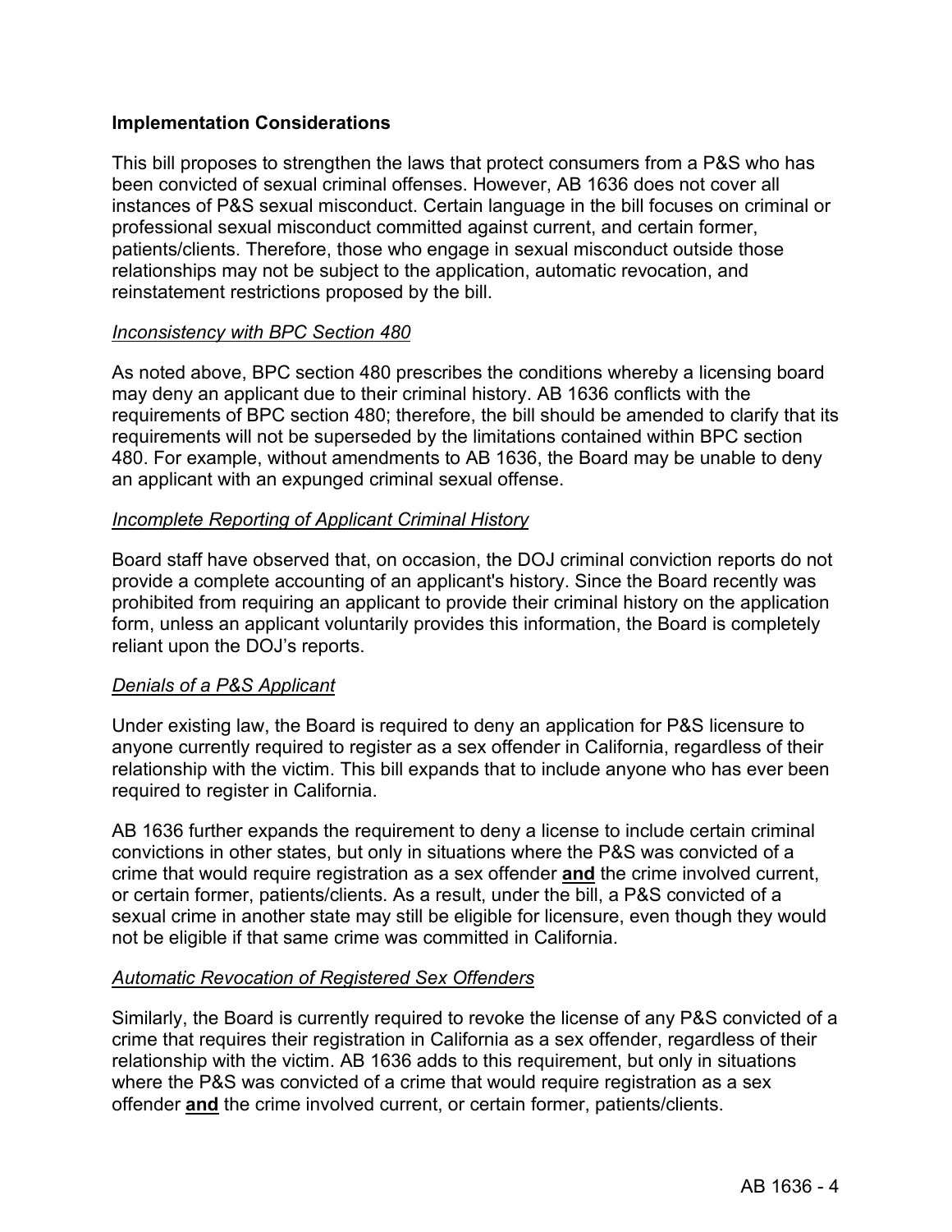## Implementation Considerations

This bill proposes to strengthen the laws that protect consumers from a P&S who has been convicted of sexual criminal offenses. However, AB 1636 does not cover all instances of P&S sexual misconduct. Certain language in the bill focuses on criminal or professional sexual misconduct committed against current, and certain former, patients/clients. Therefore, those who engage in sexual misconduct outside those relationships may not be subject to the application, automatic revocation, and reinstatement restrictions proposed by the bill.

### *Inconsistency with BPC Section 480*

As noted above, BPC section 480 prescribes the conditions whereby a licensing board may deny an applicant due to their criminal history. AB 1636 conflicts with the requirements of BPC section 480; therefore, the bill should be amended to clarify that its requirements will not be superseded by the limitations contained within BPC section 480. For example, without amendments to AB 1636, the Board may be unable to deny an applicant with an expunged criminal sexual offense.

### *Incomplete Reporting of Applicant Criminal History*

Board staff have observed that, on occasion, the DOJ criminal conviction reports do not provide a complete accounting of an applicant's history. Since the Board recently was prohibited from requiring an applicant to provide their criminal history on the application form, unless an applicant voluntarily provides this information, the Board is completely reliant upon the DOJ's reports.

### *Denials of a P&S Applicant*

Under existing law, the Board is required to deny an application for P&S licensure to anyone currently required to register as a sex offender in California, regardless of their relationship with the victim. This bill expands that to include anyone who has ever been required to register in California.

AB 1636 further expands the requirement to deny a license to include certain criminal convictions in other states, but only in situations where the P&S was convicted of a crime that would require registration as a sex offender **and** the crime involved current, or certain former, patients/clients. As a result, under the bill, a P&S convicted of a sexual crime in another state may still be eligible for licensure, even though they would not be eligible if that same crime was committed in California.

### *Automatic Revocation of Registered Sex Offenders*

Similarly, the Board is currently required to revoke the license of any P&S convicted of a crime that requires their registration in California as a sex offender, regardless of their relationship with the victim. AB 1636 adds to this requirement, but only in situations where the P&S was convicted of a crime that would require registration as a sex offender **and** the crime involved current, or certain former, patients/clients.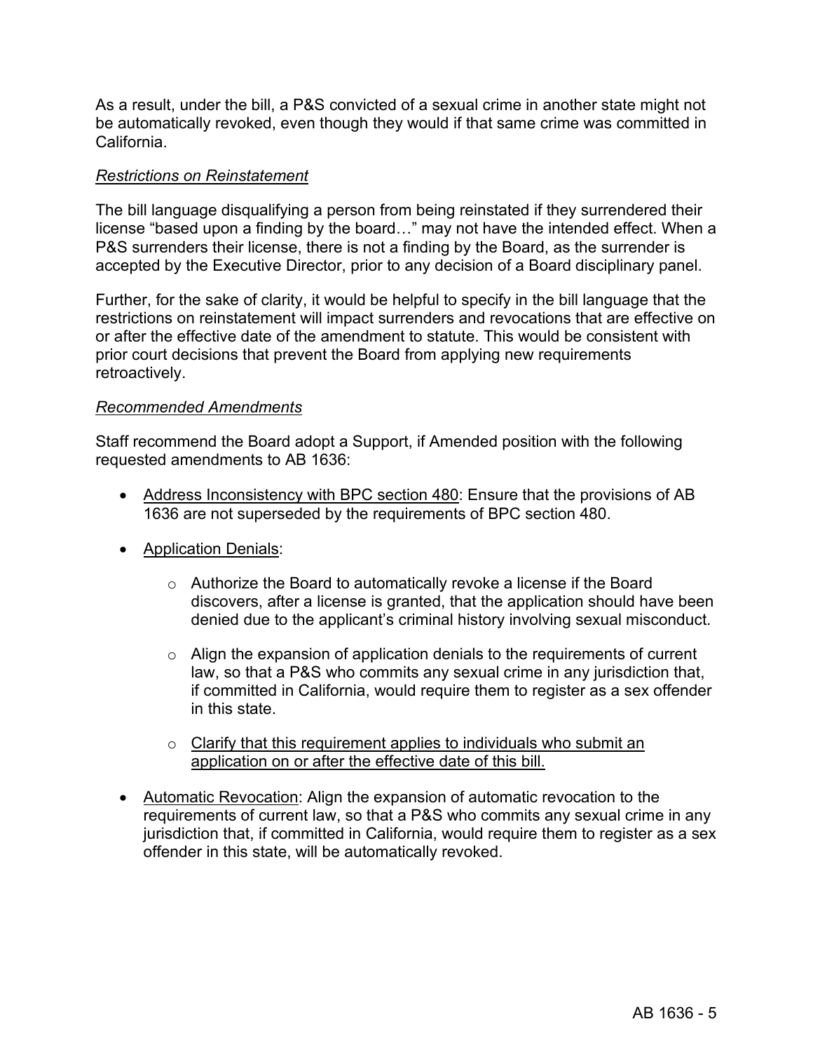As a result, under the bill, a P&S convicted of a sexual crime in another state might not be automatically revoked, even though they would if that same crime was committed in California.

*Restrictions on Reinstatement*

The bill language disqualifying a person from being reinstated if they surrendered their license "based upon a finding by the board…" may not have the intended effect. When a P&S surrenders their license, there is not a finding by the Board, as the surrender is accepted by the Executive Director, prior to any decision of a Board disciplinary panel.

Further, for the sake of clarity, it would be helpful to specify in the bill language that the restrictions on reinstatement will impact surrenders and revocations that are effective on or after the effective date of the amendment to statute. This would be consistent with prior court decisions that prevent the Board from applying new requirements retroactively.

*Recommended Amendments*

Staff recommend the Board adopt a Support, if Amended position with the following requested amendments to AB 1636:

- <u>Address Inconsistency with BPC section 480</u>: Ensure that the provisions of AB 1636 are not superseded by the requirements of BPC section 480.
- <u>Application Denials</u>:
  - Authorize the Board to automatically revoke a license if the Board discovers, after a license is granted, that the application should have been denied due to the applicant's criminal history involving sexual misconduct.
  - Align the expansion of application denials to the requirements of current law, so that a P&S who commits any sexual crime in any jurisdiction that, if committed in California, would require them to register as a sex offender in this state.
  - <u>Clarify that this requirement applies to individuals who submit an application on or after the effective date of this bill.</u>
- <u>Automatic Revocation</u>: Align the expansion of automatic revocation to the requirements of current law, so that a P&S who commits any sexual crime in any jurisdiction that, if committed in California, would require them to register as a sex offender in this state, will be automatically revoked.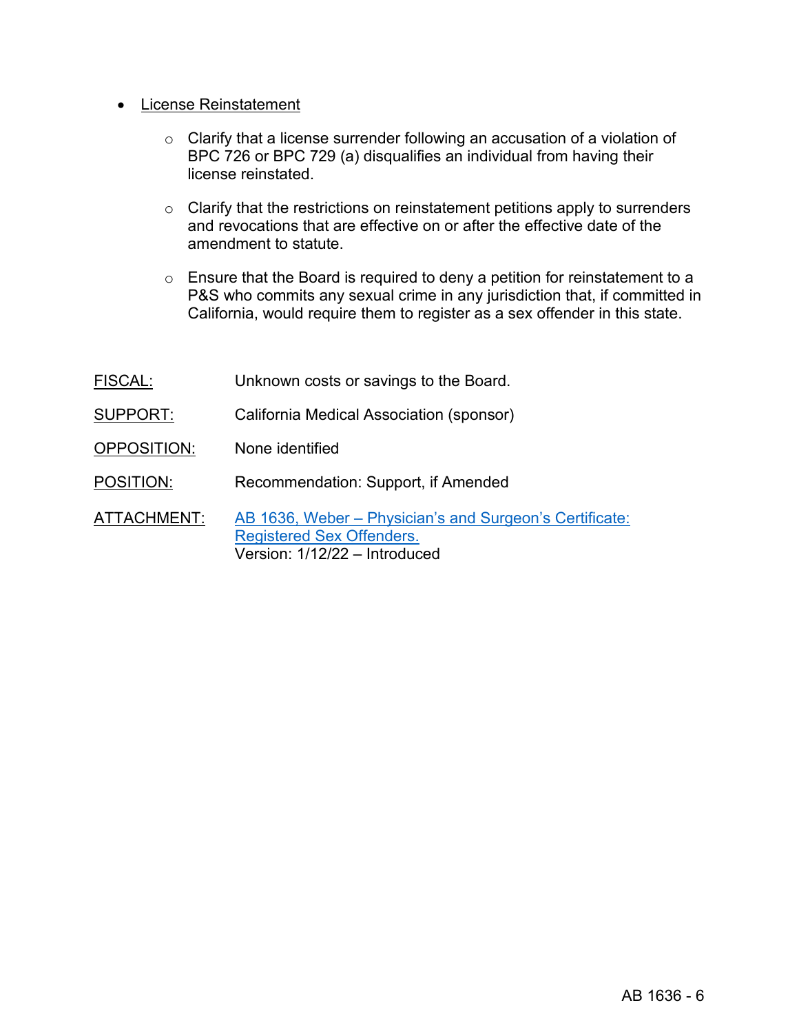- License Reinstatement

    - Clarify that a license surrender following an accusation of a violation of BPC 726 or BPC 729 (a) disqualifies an individual from having their license reinstated.

    - Clarify that the restrictions on reinstatement petitions apply to surrenders and revocations that are effective on or after the effective date of the amendment to statute.

    - Ensure that the Board is required to deny a petition for reinstatement to a P&S who commits any sexual crime in any jurisdiction that, if committed in California, would require them to register as a sex offender in this state.

FISCAL: Unknown costs or savings to the Board.

SUPPORT: California Medical Association (sponsor)

OPPOSITION: None identified

POSITION: Recommendation: Support, if Amended

ATTACHMENT: AB 1636, Weber – Physician's and Surgeon's Certificate: Registered Sex Offenders.
Version: 1/12/22 – Introduced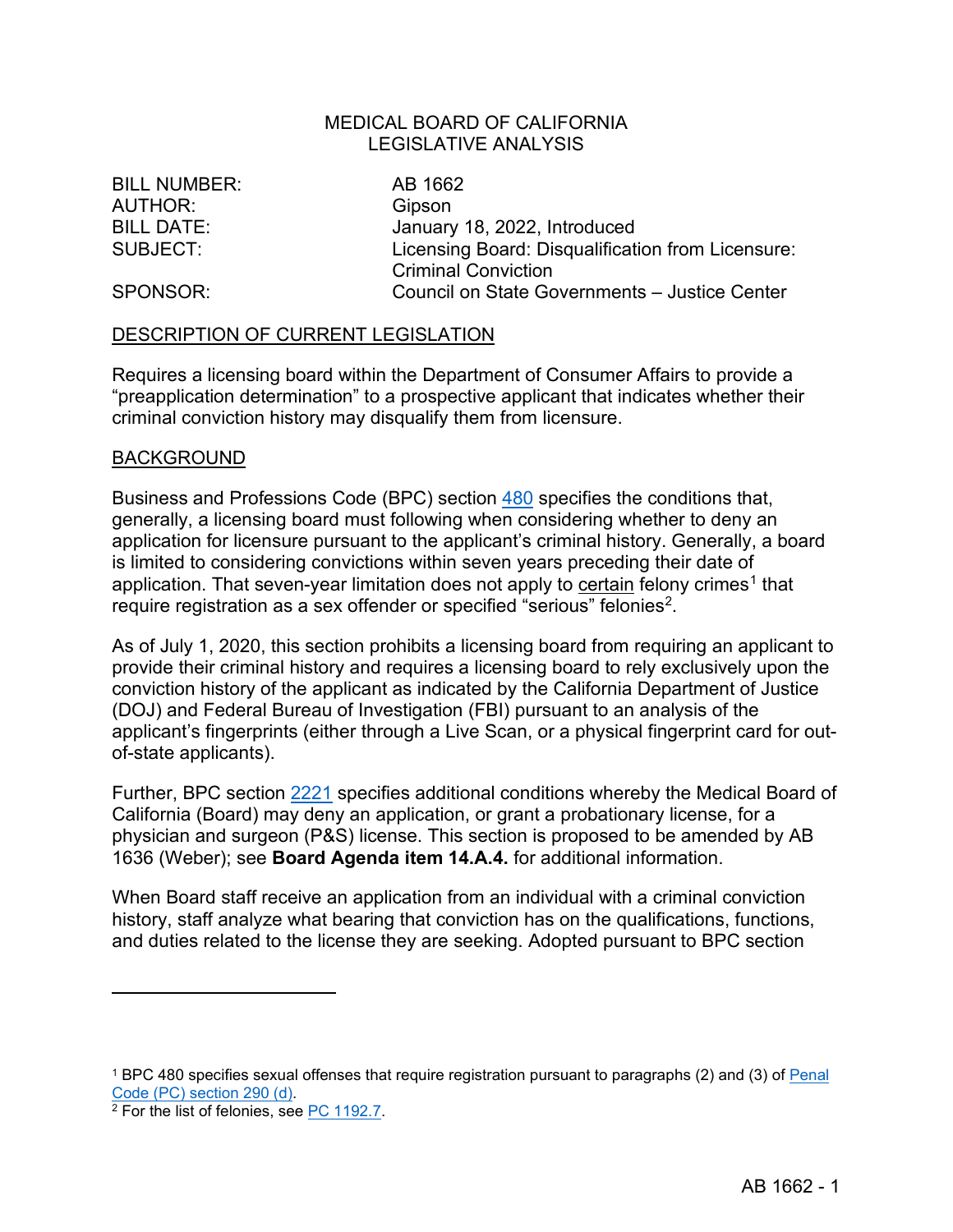MEDICAL BOARD OF CALIFORNIA
LEGISLATIVE ANALYSIS

| | |
|---|---|
| BILL NUMBER: | AB 1662 |
| AUTHOR: | Gipson |
| BILL DATE: | January 18, 2022, Introduced |
| SUBJECT: | Licensing Board: Disqualification from Licensure: Criminal Conviction |
| SPONSOR: | Council on State Governments – Justice Center |

## DESCRIPTION OF CURRENT LEGISLATION

Requires a licensing board within the Department of Consumer Affairs to provide a "preapplication determination" to a prospective applicant that indicates whether their criminal conviction history may disqualify them from licensure.

## BACKGROUND

Business and Professions Code (BPC) section 480 specifies the conditions that, generally, a licensing board must following when considering whether to deny an application for licensure pursuant to the applicant's criminal history. Generally, a board is limited to considering convictions within seven years preceding their date of application. That seven-year limitation does not apply to certain felony crimes[1] that require registration as a sex offender or specified "serious" felonies[2].

As of July 1, 2020, this section prohibits a licensing board from requiring an applicant to provide their criminal history and requires a licensing board to rely exclusively upon the conviction history of the applicant as indicated by the California Department of Justice (DOJ) and Federal Bureau of Investigation (FBI) pursuant to an analysis of the applicant's fingerprints (either through a Live Scan, or a physical fingerprint card for out-of-state applicants).

Further, BPC section 2221 specifies additional conditions whereby the Medical Board of California (Board) may deny an application, or grant a probationary license, for a physician and surgeon (P&S) license. This section is proposed to be amended by AB 1636 (Weber); see **Board Agenda item 14.A.4.** for additional information.

When Board staff receive an application from an individual with a criminal conviction history, staff analyze what bearing that conviction has on the qualifications, functions, and duties related to the license they are seeking. Adopted pursuant to BPC section

[1] BPC 480 specifies sexual offenses that require registration pursuant to paragraphs (2) and (3) of Penal Code (PC) section 290 (d).

[2] For the list of felonies, see PC 1192.7.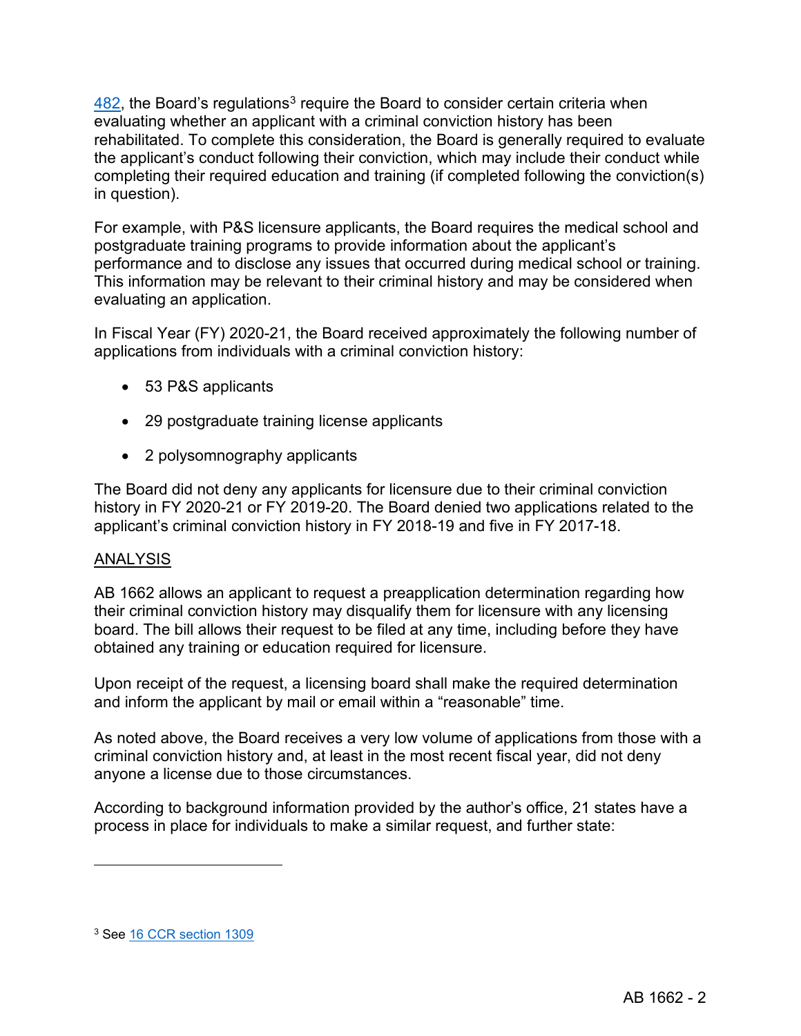482, the Board's regulations[3] require the Board to consider certain criteria when evaluating whether an applicant with a criminal conviction history has been rehabilitated. To complete this consideration, the Board is generally required to evaluate the applicant's conduct following their conviction, which may include their conduct while completing their required education and training (if completed following the conviction(s) in question).

For example, with P&S licensure applicants, the Board requires the medical school and postgraduate training programs to provide information about the applicant's performance and to disclose any issues that occurred during medical school or training. This information may be relevant to their criminal history and may be considered when evaluating an application.

In Fiscal Year (FY) 2020-21, the Board received approximately the following number of applications from individuals with a criminal conviction history:

- 53 P&S applicants
- 29 postgraduate training license applicants
- 2 polysomnography applicants

The Board did not deny any applicants for licensure due to their criminal conviction history in FY 2020-21 or FY 2019-20. The Board denied two applications related to the applicant's criminal conviction history in FY 2018-19 and five in FY 2017-18.

ANALYSIS

AB 1662 allows an applicant to request a preapplication determination regarding how their criminal conviction history may disqualify them for licensure with any licensing board. The bill allows their request to be filed at any time, including before they have obtained any training or education required for licensure.

Upon receipt of the request, a licensing board shall make the required determination and inform the applicant by mail or email within a "reasonable" time.

As noted above, the Board receives a very low volume of applications from those with a criminal conviction history and, at least in the most recent fiscal year, did not deny anyone a license due to those circumstances.

According to background information provided by the author's office, 21 states have a process in place for individuals to make a similar request, and further state:

---

[3] See 16 CCR section 1309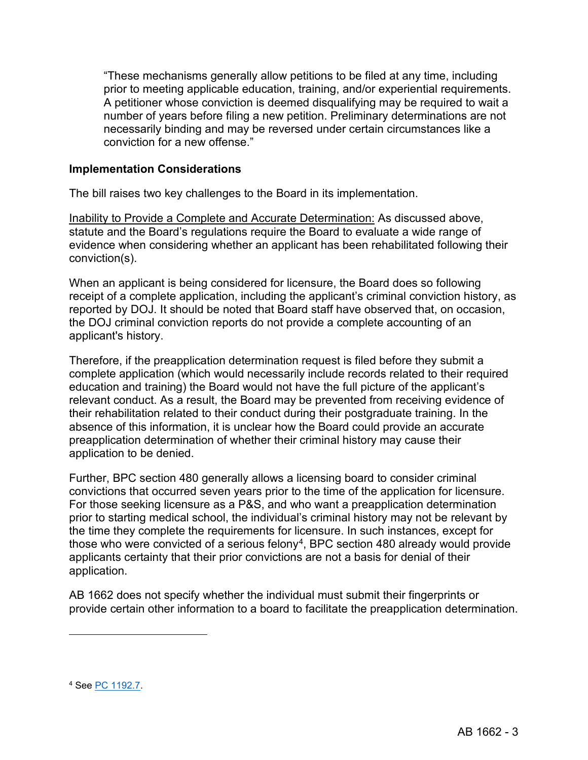> "These mechanisms generally allow petitions to be filed at any time, including prior to meeting applicable education, training, and/or experiential requirements. A petitioner whose conviction is deemed disqualifying may be required to wait a number of years before filing a new petition. Preliminary determinations are not necessarily binding and may be reversed under certain circumstances like a conviction for a new offense."

**Implementation Considerations**

The bill raises two key challenges to the Board in its implementation.

Inability to Provide a Complete and Accurate Determination: As discussed above, statute and the Board's regulations require the Board to evaluate a wide range of evidence when considering whether an applicant has been rehabilitated following their conviction(s).

When an applicant is being considered for licensure, the Board does so following receipt of a complete application, including the applicant's criminal conviction history, as reported by DOJ. It should be noted that Board staff have observed that, on occasion, the DOJ criminal conviction reports do not provide a complete accounting of an applicant's history.

Therefore, if the preapplication determination request is filed before they submit a complete application (which would necessarily include records related to their required education and training) the Board would not have the full picture of the applicant's relevant conduct. As a result, the Board may be prevented from receiving evidence of their rehabilitation related to their conduct during their postgraduate training. In the absence of this information, it is unclear how the Board could provide an accurate preapplication determination of whether their criminal history may cause their application to be denied.

Further, BPC section 480 generally allows a licensing board to consider criminal convictions that occurred seven years prior to the time of the application for licensure. For those seeking licensure as a P&S, and who want a preapplication determination prior to starting medical school, the individual's criminal history may not be relevant by the time they complete the requirements for licensure. In such instances, except for those who were convicted of a serious felony[4], BPC section 480 already would provide applicants certainty that their prior convictions are not a basis for denial of their application.

AB 1662 does not specify whether the individual must submit their fingerprints or provide certain other information to a board to facilitate the preapplication determination.

---

[4] See PC 1192.7.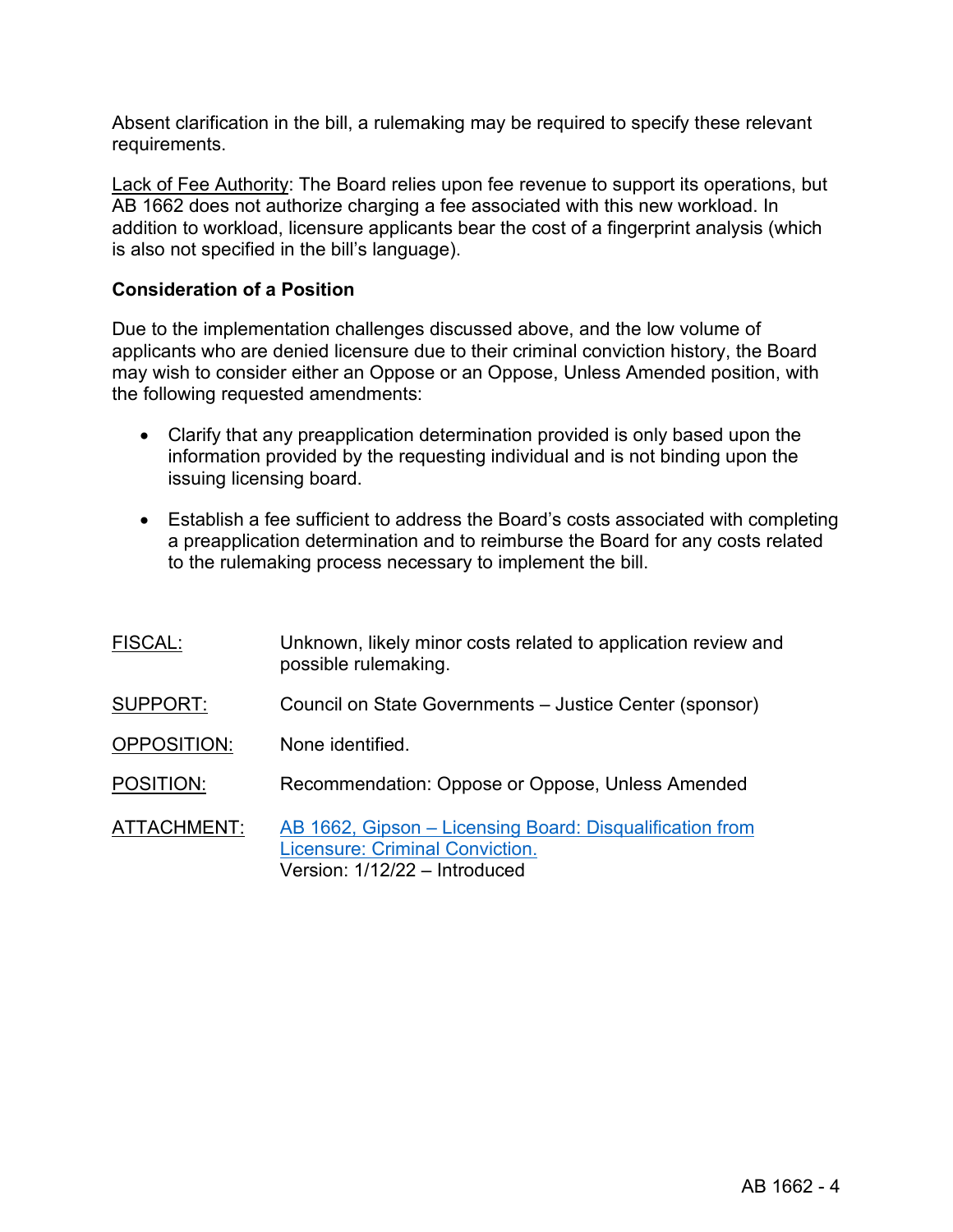Absent clarification in the bill, a rulemaking may be required to specify these relevant requirements.

Lack of Fee Authority: The Board relies upon fee revenue to support its operations, but AB 1662 does not authorize charging a fee associated with this new workload. In addition to workload, licensure applicants bear the cost of a fingerprint analysis (which is also not specified in the bill's language).

**Consideration of a Position**

Due to the implementation challenges discussed above, and the low volume of applicants who are denied licensure due to their criminal conviction history, the Board may wish to consider either an Oppose or an Oppose, Unless Amended position, with the following requested amendments:

- Clarify that any preapplication determination provided is only based upon the information provided by the requesting individual and is not binding upon the issuing licensing board.
- Establish a fee sufficient to address the Board's costs associated with completing a preapplication determination and to reimburse the Board for any costs related to the rulemaking process necessary to implement the bill.

FISCAL: Unknown, likely minor costs related to application review and possible rulemaking.

SUPPORT: Council on State Governments – Justice Center (sponsor)

OPPOSITION: None identified.

POSITION: Recommendation: Oppose or Oppose, Unless Amended

ATTACHMENT: AB 1662, Gipson – Licensing Board: Disqualification from Licensure: Criminal Conviction.
Version: 1/12/22 – Introduced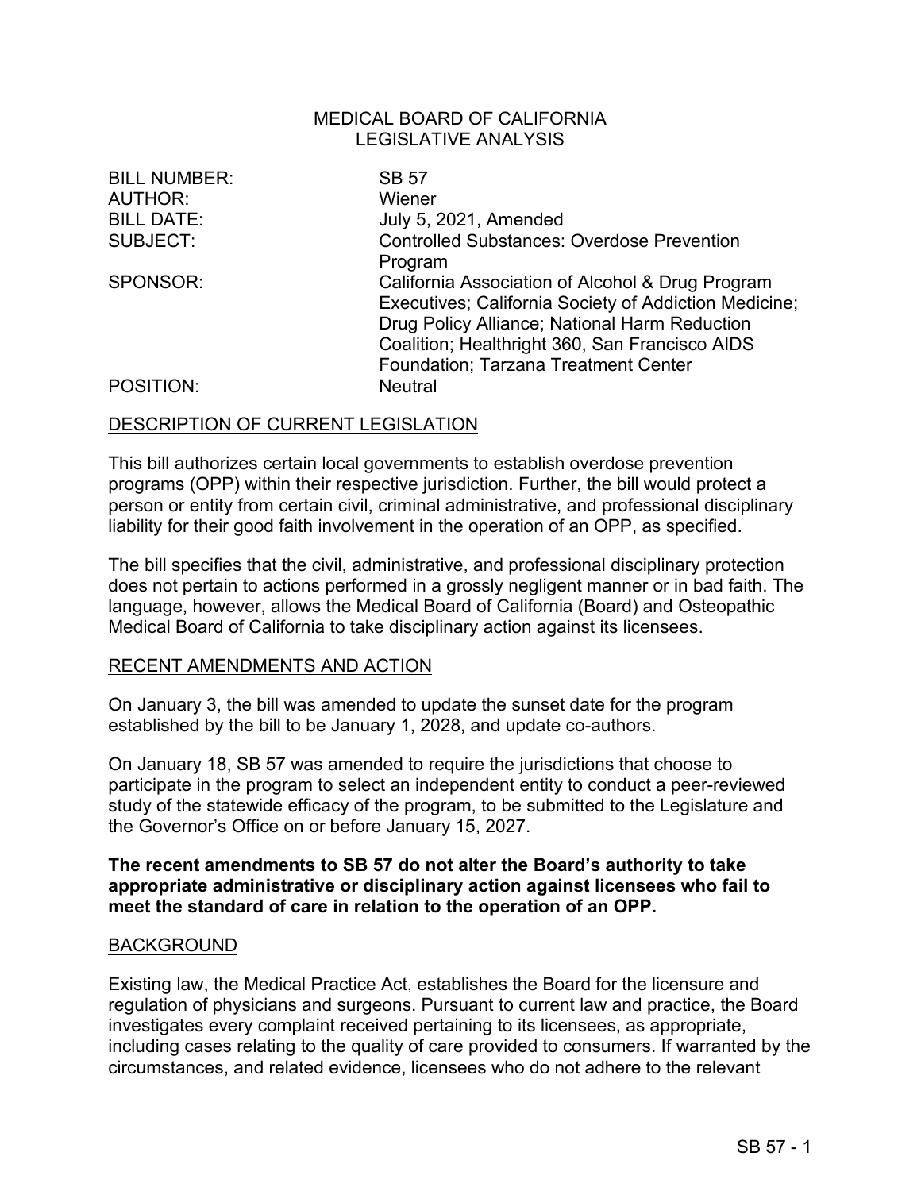MEDICAL BOARD OF CALIFORNIA
LEGISLATIVE ANALYSIS

| | |
|---|---|
| BILL NUMBER: | SB 57 |
| AUTHOR: | Wiener |
| BILL DATE: | July 5, 2021, Amended |
| SUBJECT: | Controlled Substances: Overdose Prevention Program |
| SPONSOR: | California Association of Alcohol & Drug Program Executives; California Society of Addiction Medicine; Drug Policy Alliance; National Harm Reduction Coalition; Healthright 360, San Francisco AIDS Foundation; Tarzana Treatment Center |
| POSITION: | Neutral |

## DESCRIPTION OF CURRENT LEGISLATION

This bill authorizes certain local governments to establish overdose prevention programs (OPP) within their respective jurisdiction. Further, the bill would protect a person or entity from certain civil, criminal administrative, and professional disciplinary liability for their good faith involvement in the operation of an OPP, as specified.

The bill specifies that the civil, administrative, and professional disciplinary protection does not pertain to actions performed in a grossly negligent manner or in bad faith. The language, however, allows the Medical Board of California (Board) and Osteopathic Medical Board of California to take disciplinary action against its licensees.

## RECENT AMENDMENTS AND ACTION

On January 3, the bill was amended to update the sunset date for the program established by the bill to be January 1, 2028, and update co-authors.

On January 18, SB 57 was amended to require the jurisdictions that choose to participate in the program to select an independent entity to conduct a peer-reviewed study of the statewide efficacy of the program, to be submitted to the Legislature and the Governor's Office on or before January 15, 2027.

**The recent amendments to SB 57 do not alter the Board's authority to take appropriate administrative or disciplinary action against licensees who fail to meet the standard of care in relation to the operation of an OPP.**

## BACKGROUND

Existing law, the Medical Practice Act, establishes the Board for the licensure and regulation of physicians and surgeons. Pursuant to current law and practice, the Board investigates every complaint received pertaining to its licensees, as appropriate, including cases relating to the quality of care provided to consumers. If warranted by the circumstances, and related evidence, licensees who do not adhere to the relevant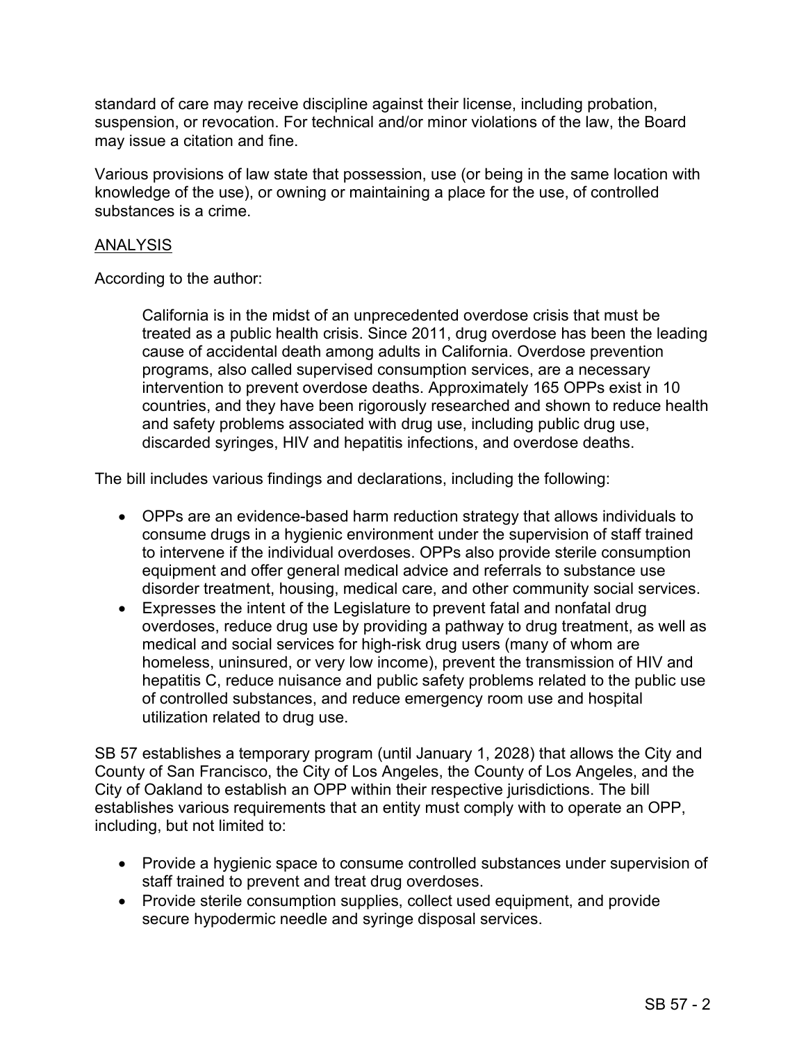standard of care may receive discipline against their license, including probation, suspension, or revocation. For technical and/or minor violations of the law, the Board may issue a citation and fine.

Various provisions of law state that possession, use (or being in the same location with knowledge of the use), or owning or maintaining a place for the use, of controlled substances is a crime.

## ANALYSIS

According to the author:

> California is in the midst of an unprecedented overdose crisis that must be treated as a public health crisis. Since 2011, drug overdose has been the leading cause of accidental death among adults in California. Overdose prevention programs, also called supervised consumption services, are a necessary intervention to prevent overdose deaths. Approximately 165 OPPs exist in 10 countries, and they have been rigorously researched and shown to reduce health and safety problems associated with drug use, including public drug use, discarded syringes, HIV and hepatitis infections, and overdose deaths.

The bill includes various findings and declarations, including the following:

- OPPs are an evidence-based harm reduction strategy that allows individuals to consume drugs in a hygienic environment under the supervision of staff trained to intervene if the individual overdoses. OPPs also provide sterile consumption equipment and offer general medical advice and referrals to substance use disorder treatment, housing, medical care, and other community social services.
- Expresses the intent of the Legislature to prevent fatal and nonfatal drug overdoses, reduce drug use by providing a pathway to drug treatment, as well as medical and social services for high-risk drug users (many of whom are homeless, uninsured, or very low income), prevent the transmission of HIV and hepatitis C, reduce nuisance and public safety problems related to the public use of controlled substances, and reduce emergency room use and hospital utilization related to drug use.

SB 57 establishes a temporary program (until January 1, 2028) that allows the City and County of San Francisco, the City of Los Angeles, the County of Los Angeles, and the City of Oakland to establish an OPP within their respective jurisdictions. The bill establishes various requirements that an entity must comply with to operate an OPP, including, but not limited to:

- Provide a hygienic space to consume controlled substances under supervision of staff trained to prevent and treat drug overdoses.
- Provide sterile consumption supplies, collect used equipment, and provide secure hypodermic needle and syringe disposal services.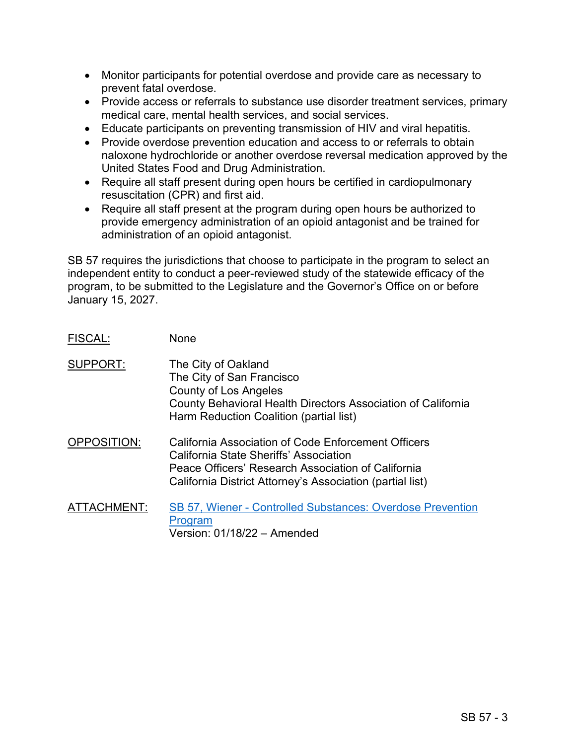- Monitor participants for potential overdose and provide care as necessary to prevent fatal overdose.
- Provide access or referrals to substance use disorder treatment services, primary medical care, mental health services, and social services.
- Educate participants on preventing transmission of HIV and viral hepatitis.
- Provide overdose prevention education and access to or referrals to obtain naloxone hydrochloride or another overdose reversal medication approved by the United States Food and Drug Administration.
- Require all staff present during open hours be certified in cardiopulmonary resuscitation (CPR) and first aid.
- Require all staff present at the program during open hours be authorized to provide emergency administration of an opioid antagonist and be trained for administration of an opioid antagonist.

SB 57 requires the jurisdictions that choose to participate in the program to select an independent entity to conduct a peer-reviewed study of the statewide efficacy of the program, to be submitted to the Legislature and the Governor's Office on or before January 15, 2027.

<u>FISCAL:</u> None

<u>SUPPORT:</u>
The City of Oakland
The City of San Francisco
County of Los Angeles
County Behavioral Health Directors Association of California
Harm Reduction Coalition (partial list)

<u>OPPOSITION:</u>
California Association of Code Enforcement Officers
California State Sheriffs' Association
Peace Officers' Research Association of California
California District Attorney's Association (partial list)

<u>ATTACHMENT:</u>
SB 57, Wiener - Controlled Substances: Overdose Prevention Program
Version: 01/18/22 – Amended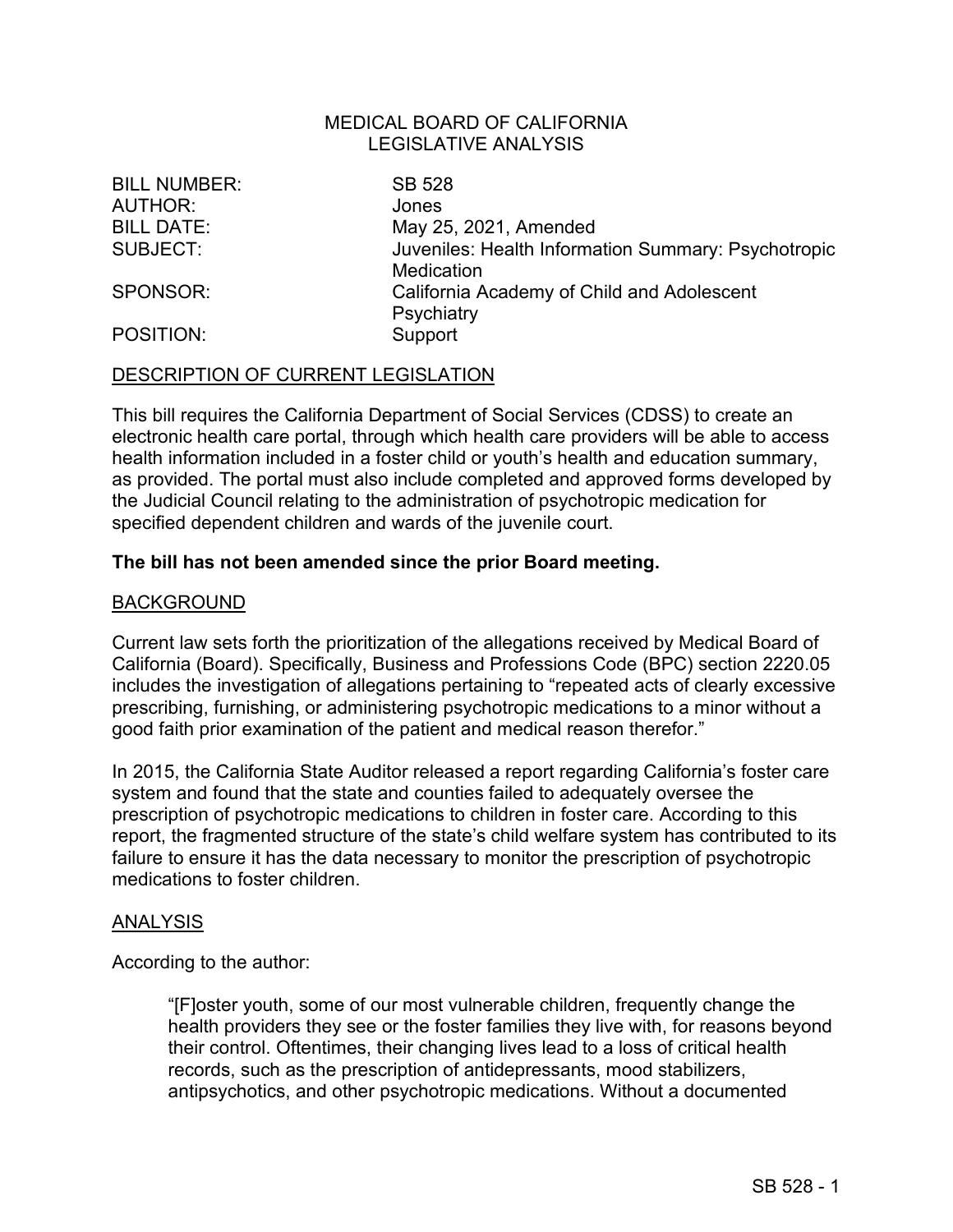MEDICAL BOARD OF CALIFORNIA
LEGISLATIVE ANALYSIS

| | |
|---|---|
| BILL NUMBER: | SB 528 |
| AUTHOR: | Jones |
| BILL DATE: | May 25, 2021, Amended |
| SUBJECT: | Juveniles: Health Information Summary: Psychotropic Medication |
| SPONSOR: | California Academy of Child and Adolescent Psychiatry |
| POSITION: | Support |

## DESCRIPTION OF CURRENT LEGISLATION

This bill requires the California Department of Social Services (CDSS) to create an electronic health care portal, through which health care providers will be able to access health information included in a foster child or youth's health and education summary, as provided. The portal must also include completed and approved forms developed by the Judicial Council relating to the administration of psychotropic medication for specified dependent children and wards of the juvenile court.

**The bill has not been amended since the prior Board meeting.**

## BACKGROUND

Current law sets forth the prioritization of the allegations received by Medical Board of California (Board). Specifically, Business and Professions Code (BPC) section 2220.05 includes the investigation of allegations pertaining to "repeated acts of clearly excessive prescribing, furnishing, or administering psychotropic medications to a minor without a good faith prior examination of the patient and medical reason therefor."

In 2015, the California State Auditor released a report regarding California's foster care system and found that the state and counties failed to adequately oversee the prescription of psychotropic medications to children in foster care. According to this report, the fragmented structure of the state's child welfare system has contributed to its failure to ensure it has the data necessary to monitor the prescription of psychotropic medications to foster children.

## ANALYSIS

According to the author:

> "[F]oster youth, some of our most vulnerable children, frequently change the health providers they see or the foster families they live with, for reasons beyond their control. Oftentimes, their changing lives lead to a loss of critical health records, such as the prescription of antidepressants, mood stabilizers, antipsychotics, and other psychotropic medications. Without a documented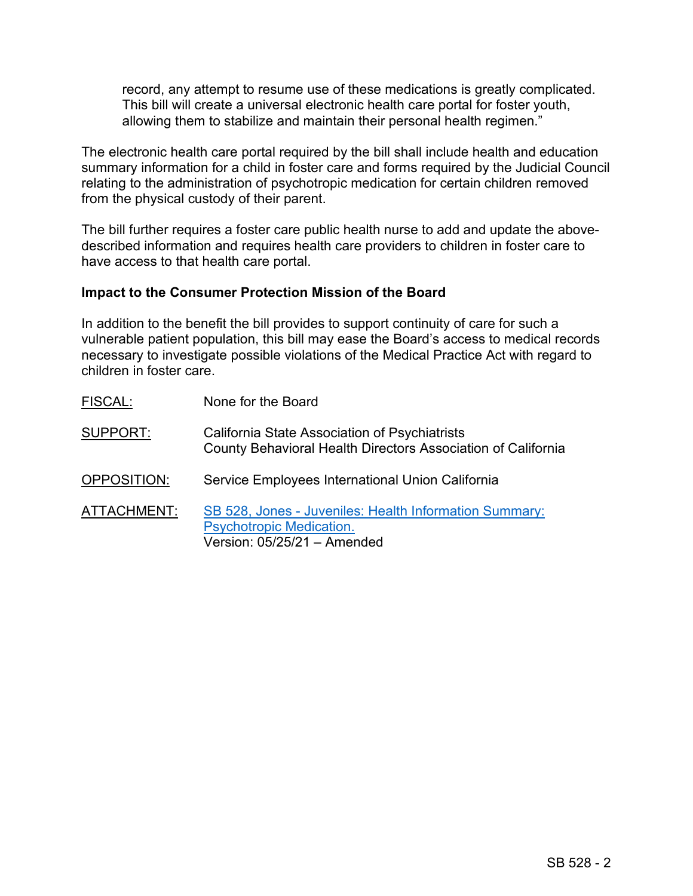> record, any attempt to resume use of these medications is greatly complicated. This bill will create a universal electronic health care portal for foster youth, allowing them to stabilize and maintain their personal health regimen."

The electronic health care portal required by the bill shall include health and education summary information for a child in foster care and forms required by the Judicial Council relating to the administration of psychotropic medication for certain children removed from the physical custody of their parent.

The bill further requires a foster care public health nurse to add and update the above-described information and requires health care providers to children in foster care to have access to that health care portal.

**Impact to the Consumer Protection Mission of the Board**

In addition to the benefit the bill provides to support continuity of care for such a vulnerable patient population, this bill may ease the Board's access to medical records necessary to investigate possible violations of the Medical Practice Act with regard to children in foster care.

FISCAL: None for the Board

SUPPORT: California State Association of Psychiatrists
County Behavioral Health Directors Association of California

OPPOSITION: Service Employees International Union California

ATTACHMENT: SB 528, Jones - Juveniles: Health Information Summary: Psychotropic Medication.
Version: 05/25/21 – Amended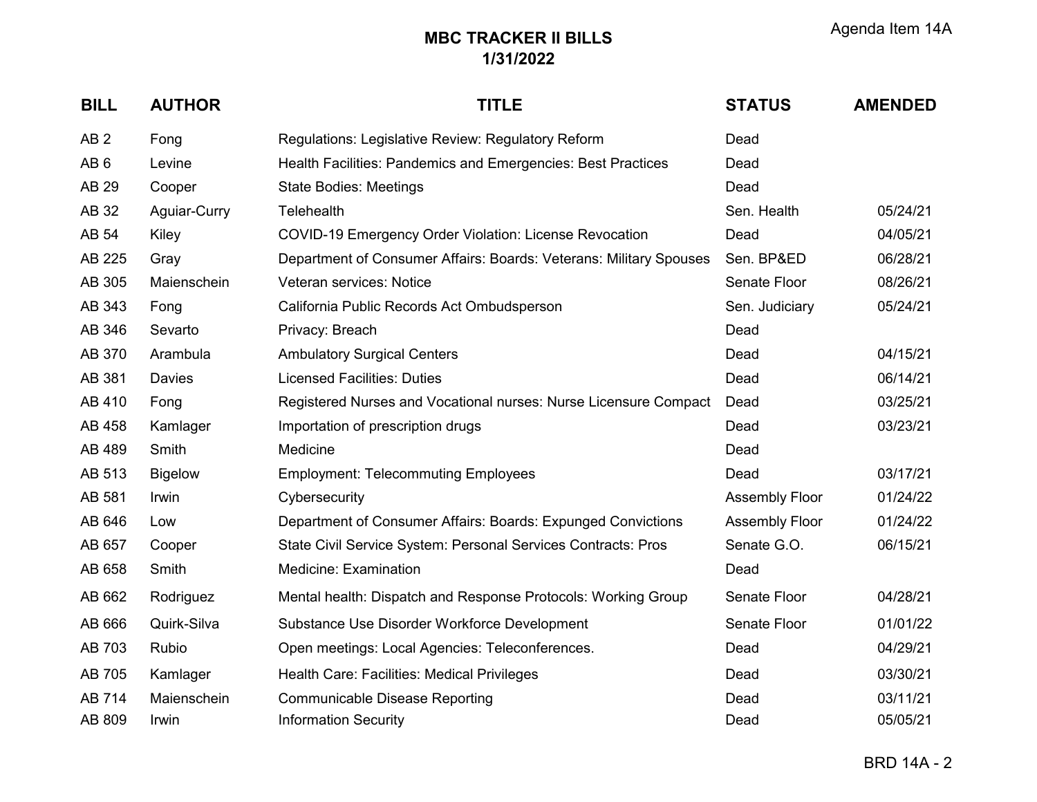Agenda Item 14A

# MBC TRACKER II BILLS
## 1/31/2022

| BILL | AUTHOR | TITLE | STATUS | AMENDED |
|---|---|---|---|---|
| AB 2 | Fong | Regulations: Legislative Review: Regulatory Reform | Dead | |
| AB 6 | Levine | Health Facilities: Pandemics and Emergencies: Best Practices | Dead | |
| AB 29 | Cooper | State Bodies: Meetings | Dead | |
| AB 32 | Aguiar-Curry | Telehealth | Sen. Health | 05/24/21 |
| AB 54 | Kiley | COVID-19 Emergency Order Violation: License Revocation | Dead | 04/05/21 |
| AB 225 | Gray | Department of Consumer Affairs: Boards: Veterans: Military Spouses | Sen. BP&ED | 06/28/21 |
| AB 305 | Maienschein | Veteran services: Notice | Senate Floor | 08/26/21 |
| AB 343 | Fong | California Public Records Act Ombudsperson | Sen. Judiciary | 05/24/21 |
| AB 346 | Sevarto | Privacy: Breach | Dead | |
| AB 370 | Arambula | Ambulatory Surgical Centers | Dead | 04/15/21 |
| AB 381 | Davies | Licensed Facilities: Duties | Dead | 06/14/21 |
| AB 410 | Fong | Registered Nurses and Vocational nurses: Nurse Licensure Compact | Dead | 03/25/21 |
| AB 458 | Kamlager | Importation of prescription drugs | Dead | 03/23/21 |
| AB 489 | Smith | Medicine | Dead | |
| AB 513 | Bigelow | Employment: Telecommuting Employees | Dead | 03/17/21 |
| AB 581 | Irwin | Cybersecurity | Assembly Floor | 01/24/22 |
| AB 646 | Low | Department of Consumer Affairs: Boards: Expunged Convictions | Assembly Floor | 01/24/22 |
| AB 657 | Cooper | State Civil Service System: Personal Services Contracts: Pros | Senate G.O. | 06/15/21 |
| AB 658 | Smith | Medicine: Examination | Dead | |
| AB 662 | Rodriguez | Mental health: Dispatch and Response Protocols: Working Group | Senate Floor | 04/28/21 |
| AB 666 | Quirk-Silva | Substance Use Disorder Workforce Development | Senate Floor | 01/01/22 |
| AB 703 | Rubio | Open meetings: Local Agencies: Teleconferences. | Dead | 04/29/21 |
| AB 705 | Kamlager | Health Care: Facilities: Medical Privileges | Dead | 03/30/21 |
| AB 714 | Maienschein | Communicable Disease Reporting | Dead | 03/11/21 |
| AB 809 | Irwin | Information Security | Dead | 05/05/21 |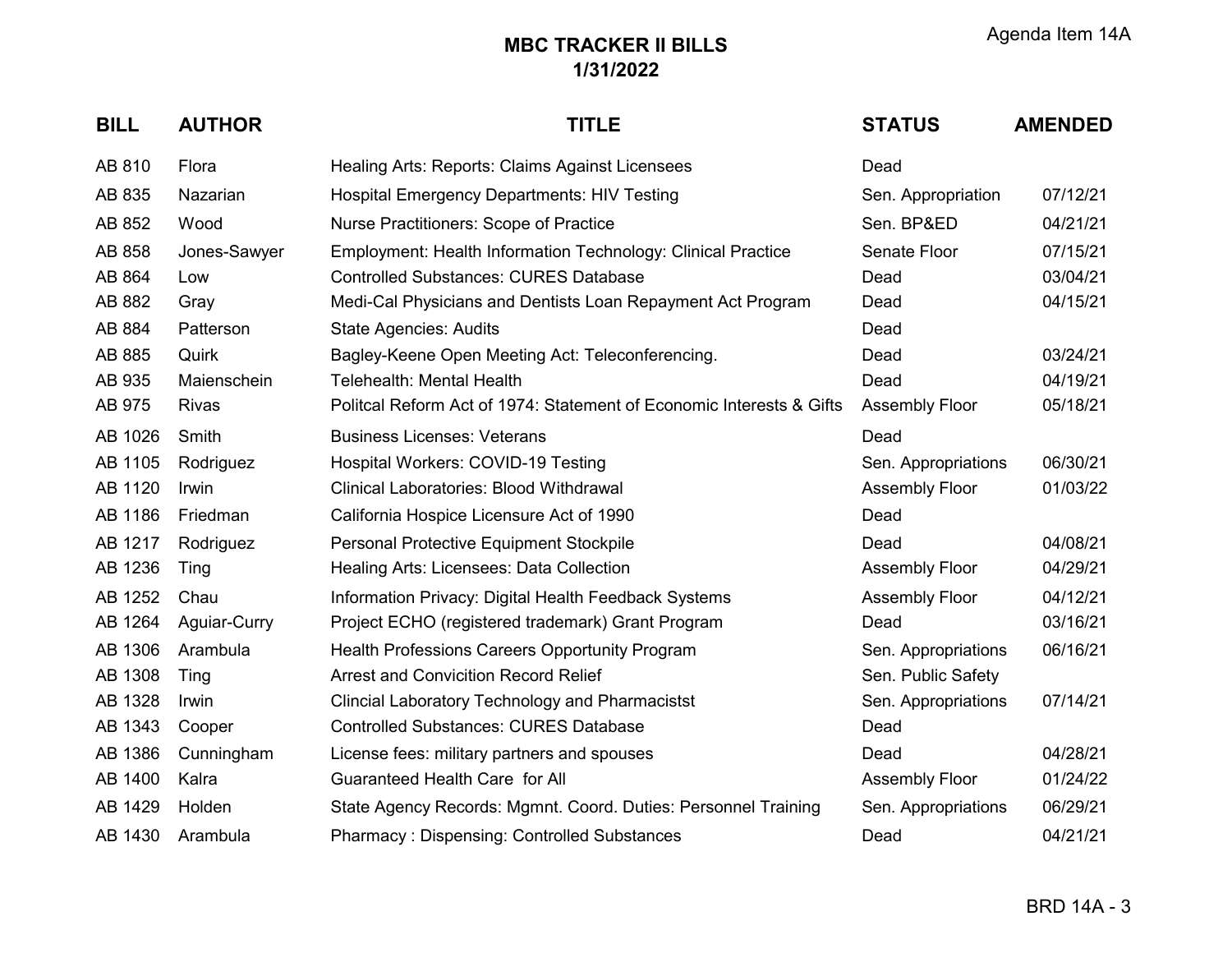Agenda Item 14A

# MBC TRACKER II BILLS
## 1/31/2022

| BILL | AUTHOR | TITLE | STATUS | AMENDED |
|---|---|---|---|---|
| AB 810 | Flora | Healing Arts: Reports: Claims Against Licensees | Dead | |
| AB 835 | Nazarian | Hospital Emergency Departments: HIV Testing | Sen. Appropriation | 07/12/21 |
| AB 852 | Wood | Nurse Practitioners: Scope of Practice | Sen. BP&ED | 04/21/21 |
| AB 858 | Jones-Sawyer | Employment: Health Information Technology: Clinical Practice | Senate Floor | 07/15/21 |
| AB 864 | Low | Controlled Substances: CURES Database | Dead | 03/04/21 |
| AB 882 | Gray | Medi-Cal Physicians and Dentists Loan Repayment Act Program | Dead | 04/15/21 |
| AB 884 | Patterson | State Agencies: Audits | Dead | |
| AB 885 | Quirk | Bagley-Keene Open Meeting Act: Teleconferencing. | Dead | 03/24/21 |
| AB 935 | Maienschein | Telehealth: Mental Health | Dead | 04/19/21 |
| AB 975 | Rivas | Politcal Reform Act of 1974: Statement of Economic Interests & Gifts | Assembly Floor | 05/18/21 |
| AB 1026 | Smith | Business Licenses: Veterans | Dead | |
| AB 1105 | Rodriguez | Hospital Workers: COVID-19 Testing | Sen. Appropriations | 06/30/21 |
| AB 1120 | Irwin | Clinical Laboratories: Blood Withdrawal | Assembly Floor | 01/03/22 |
| AB 1186 | Friedman | California Hospice Licensure Act of 1990 | Dead | |
| AB 1217 | Rodriguez | Personal Protective Equipment Stockpile | Dead | 04/08/21 |
| AB 1236 | Ting | Healing Arts: Licensees: Data Collection | Assembly Floor | 04/29/21 |
| AB 1252 | Chau | Information Privacy: Digital Health Feedback Systems | Assembly Floor | 04/12/21 |
| AB 1264 | Aguiar-Curry | Project ECHO (registered trademark) Grant Program | Dead | 03/16/21 |
| AB 1306 | Arambula | Health Professions Careers Opportunity Program | Sen. Appropriations | 06/16/21 |
| AB 1308 | Ting | Arrest and Convicition Record Relief | Sen. Public Safety | |
| AB 1328 | Irwin | Clincial Laboratory Technology and Pharmacistst | Sen. Appropriations | 07/14/21 |
| AB 1343 | Cooper | Controlled Substances: CURES Database | Dead | |
| AB 1386 | Cunningham | License fees: military partners and spouses | Dead | 04/28/21 |
| AB 1400 | Kalra | Guaranteed Health Care for All | Assembly Floor | 01/24/22 |
| AB 1429 | Holden | State Agency Records: Mgmnt. Coord. Duties: Personnel Training | Sen. Appropriations | 06/29/21 |
| AB 1430 | Arambula | Pharmacy : Dispensing: Controlled Substances | Dead | 04/21/21 |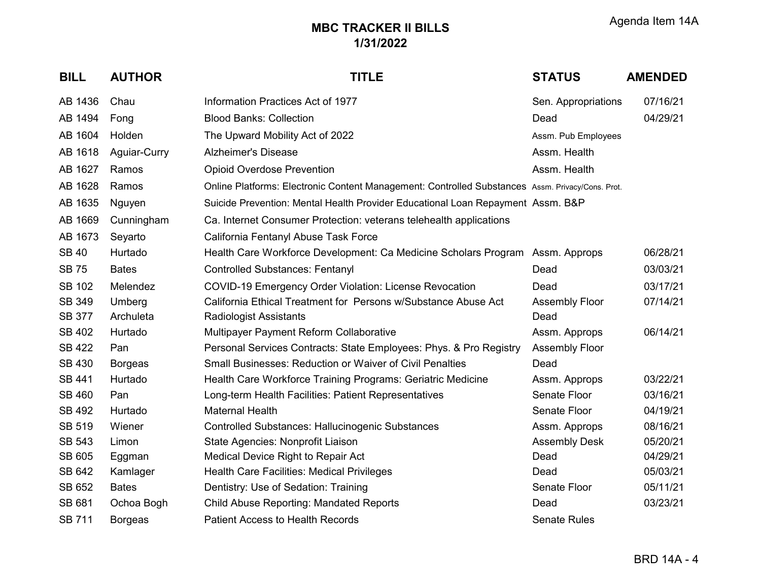Agenda Item 14A

# MBC TRACKER II BILLS
## 1/31/2022

| BILL | AUTHOR | TITLE | STATUS | AMENDED |
|---|---|---|---|---|
| AB 1436 | Chau | Information Practices Act of 1977 | Sen. Appropriations | 07/16/21 |
| AB 1494 | Fong | Blood Banks: Collection | Dead | 04/29/21 |
| AB 1604 | Holden | The Upward Mobility Act of 2022 | Assm. Pub Employees | |
| AB 1618 | Aguiar-Curry | Alzheimer's Disease | Assm. Health | |
| AB 1627 | Ramos | Opioid Overdose Prevention | Assm. Health | |
| AB 1628 | Ramos | Online Platforms: Electronic Content Management: Controlled Substances | Assm. Privacy/Cons. Prot. | |
| AB 1635 | Nguyen | Suicide Prevention: Mental Health Provider Educational Loan Repayment | Assm. B&P | |
| AB 1669 | Cunningham | Ca. Internet Consumer Protection: veterans telehealth applications | | |
| AB 1673 | Seyarto | California Fentanyl Abuse Task Force | | |
| SB 40 | Hurtado | Health Care Workforce Development: Ca Medicine Scholars Program | Assm. Approps | 06/28/21 |
| SB 75 | Bates | Controlled Substances: Fentanyl | Dead | 03/03/21 |
| SB 102 | Melendez | COVID-19 Emergency Order Violation: License Revocation | Dead | 03/17/21 |
| SB 349 | Umberg | California Ethical Treatment for Persons w/Substance Abuse Act | Assembly Floor | 07/14/21 |
| SB 377 | Archuleta | Radiologist Assistants | Dead | |
| SB 402 | Hurtado | Multipayer Payment Reform Collaborative | Assm. Approps | 06/14/21 |
| SB 422 | Pan | Personal Services Contracts: State Employees: Phys. & Pro Registry | Assembly Floor | |
| SB 430 | Borgeas | Small Businesses: Reduction or Waiver of Civil Penalties | Dead | |
| SB 441 | Hurtado | Health Care Workforce Training Programs: Geriatric Medicine | Assm. Approps | 03/22/21 |
| SB 460 | Pan | Long-term Health Facilities: Patient Representatives | Senate Floor | 03/16/21 |
| SB 492 | Hurtado | Maternal Health | Senate Floor | 04/19/21 |
| SB 519 | Wiener | Controlled Substances: Hallucinogenic Substances | Assm. Approps | 08/16/21 |
| SB 543 | Limon | State Agencies: Nonprofit Liaison | Assembly Desk | 05/20/21 |
| SB 605 | Eggman | Medical Device Right to Repair Act | Dead | 04/29/21 |
| SB 642 | Kamlager | Health Care Facilities: Medical Privileges | Dead | 05/03/21 |
| SB 652 | Bates | Dentistry: Use of Sedation: Training | Senate Floor | 05/11/21 |
| SB 681 | Ochoa Bogh | Child Abuse Reporting: Mandated Reports | Dead | 03/23/21 |
| SB 711 | Borgeas | Patient Access to Health Records | Senate Rules | |

BRD 14A - 4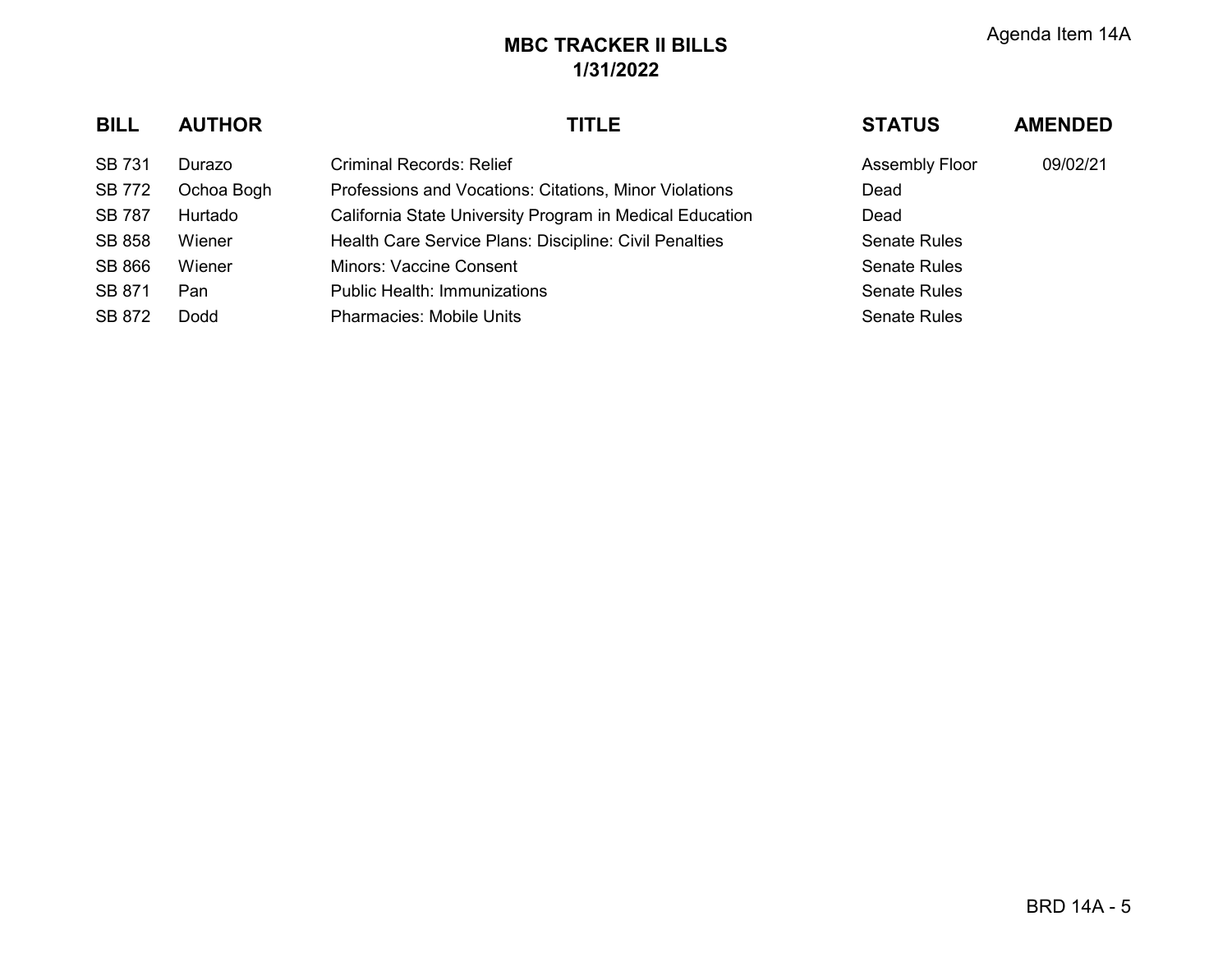# MBC TRACKER II BILLS
## 1/31/2022

| BILL | AUTHOR | TITLE | STATUS | AMENDED |
| --- | --- | --- | --- | --- |
| SB 731 | Durazo | Criminal Records: Relief | Assembly Floor | 09/02/21 |
| SB 772 | Ochoa Bogh | Professions and Vocations: Citations, Minor Violations | Dead | |
| SB 787 | Hurtado | California State University Program in Medical Education | Dead | |
| SB 858 | Wiener | Health Care Service Plans: Discipline: Civil Penalties | Senate Rules | |
| SB 866 | Wiener | Minors: Vaccine Consent | Senate Rules | |
| SB 871 | Pan | Public Health: Immunizations | Senate Rules | |
| SB 872 | Dodd | Pharmacies: Mobile Units | Senate Rules | |